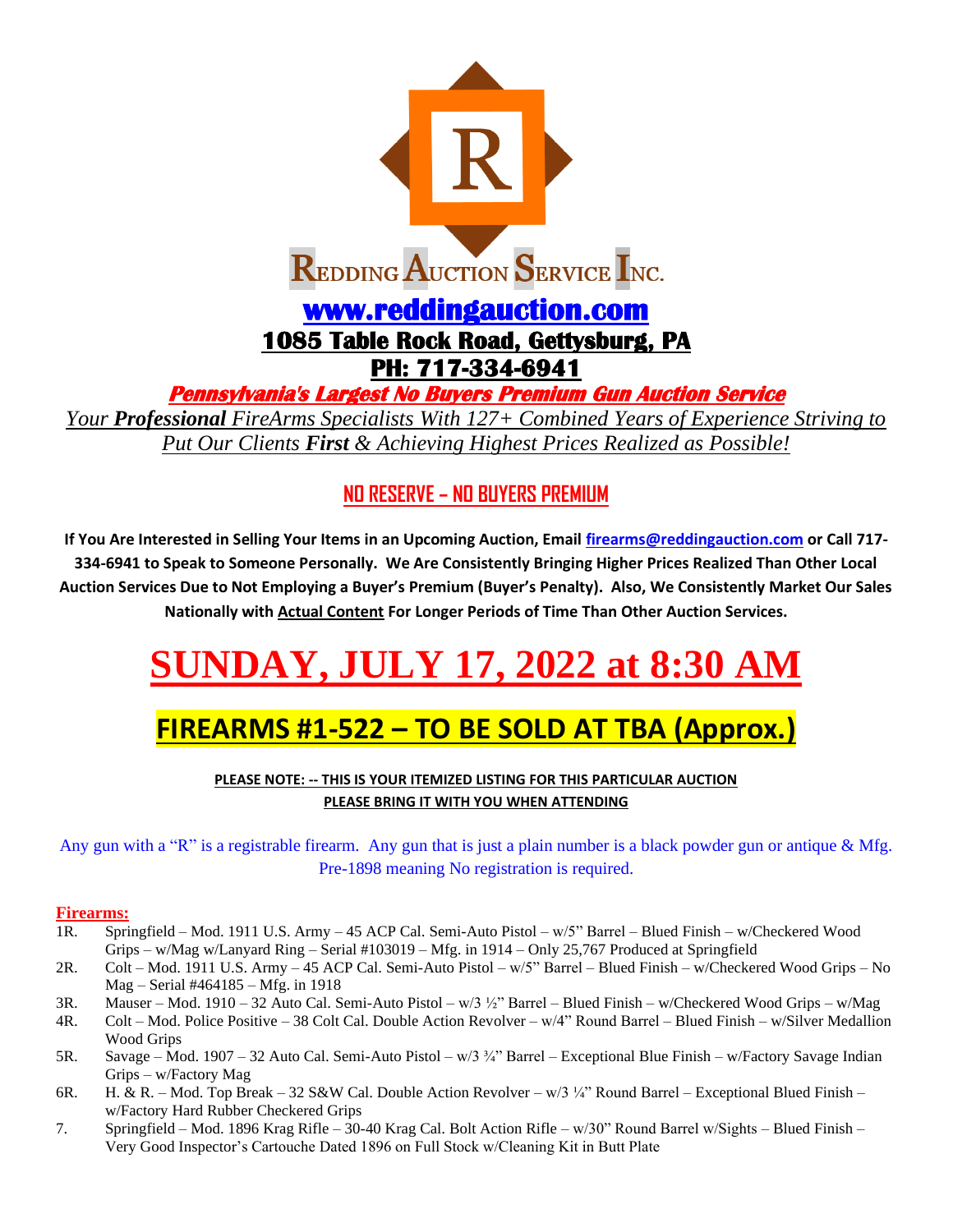# REDDING AUCTION SERVICE INC.

## www.reddingauction.com

## 1085 Table Rock Road, Gettysburg, PA

## PH: 717-334-6941

***Pennsylvania's Largest No Buyers Premium Gun Auction Service***

*Your **Professional** FireArms Specialists With 127+ Combined Years of Experience Striving to Put Our Clients **First** & Achieving Highest Prices Realized as Possible!*

**NO RESERVE – NO BUYERS PREMIUM**

**If You Are Interested in Selling Your Items in an Upcoming Auction, Email firearms@reddingauction.com or Call 717-334-6941 to Speak to Someone Personally. We Are Consistently Bringing Higher Prices Realized Than Other Local Auction Services Due to Not Employing a Buyer's Premium (Buyer's Penalty). Also, We Consistently Market Our Sales Nationally with Actual Content For Longer Periods of Time Than Other Auction Services.**

# SUNDAY, JULY 17, 2022 at 8:30 AM

## FIREARMS #1-522 – TO BE SOLD AT TBA (Approx.)

**PLEASE NOTE: -- THIS IS YOUR ITEMIZED LISTING FOR THIS PARTICULAR AUCTION**
**PLEASE BRING IT WITH YOU WHEN ATTENDING**

Any gun with a "R" is a registrable firearm. Any gun that is just a plain number is a black powder gun or antique & Mfg. Pre-1898 meaning No registration is required.

**Firearms:**

1R. Springfield – Mod. 1911 U.S. Army – 45 ACP Cal. Semi-Auto Pistol – w/5" Barrel – Blued Finish – w/Checkered Wood Grips – w/Mag w/Lanyard Ring – Serial #103019 – Mfg. in 1914 – Only 25,767 Produced at Springfield

2R. Colt – Mod. 1911 U.S. Army – 45 ACP Cal. Semi-Auto Pistol – w/5" Barrel – Blued Finish – w/Checkered Wood Grips – No Mag – Serial #464185 – Mfg. in 1918

3R. Mauser – Mod. 1910 – 32 Auto Cal. Semi-Auto Pistol – w/3 ½" Barrel – Blued Finish – w/Checkered Wood Grips – w/Mag

4R. Colt – Mod. Police Positive – 38 Colt Cal. Double Action Revolver – w/4" Round Barrel – Blued Finish – w/Silver Medallion Wood Grips

5R. Savage – Mod. 1907 – 32 Auto Cal. Semi-Auto Pistol – w/3 ¾" Barrel – Exceptional Blue Finish – w/Factory Savage Indian Grips – w/Factory Mag

6R. H. & R. – Mod. Top Break – 32 S&W Cal. Double Action Revolver – w/3 ¼" Round Barrel – Exceptional Blued Finish – w/Factory Hard Rubber Checkered Grips

7. Springfield – Mod. 1896 Krag Rifle – 30-40 Krag Cal. Bolt Action Rifle – w/30" Round Barrel w/Sights – Blued Finish – Very Good Inspector's Cartouche Dated 1896 on Full Stock w/Cleaning Kit in Butt Plate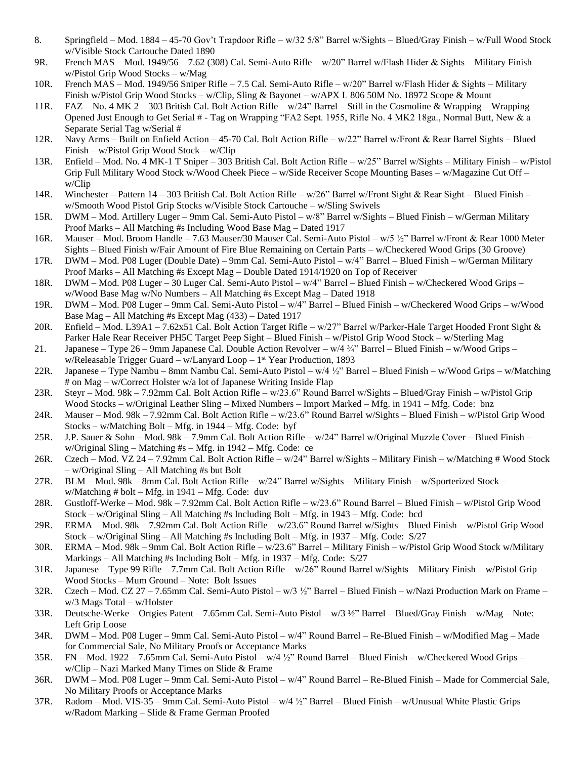8. Springfield – Mod. 1884 – 45-70 Gov't Trapdoor Rifle – w/32 5/8" Barrel w/Sights – Blued/Gray Finish – w/Full Wood Stock w/Visible Stock Cartouche Dated 1890

9R. French MAS – Mod. 1949/56 – 7.62 (308) Cal. Semi-Auto Rifle – w/20" Barrel w/Flash Hider & Sights – Military Finish – w/Pistol Grip Wood Stocks – w/Mag

10R. French MAS – Mod. 1949/56 Sniper Rifle – 7.5 Cal. Semi-Auto Rifle – w/20" Barrel w/Flash Hider & Sights – Military Finish w/Pistol Grip Wood Stocks – w/Clip, Sling & Bayonet – w/APX L 806 50M No. 18972 Scope & Mount

11R. FAZ – No. 4 MK 2 – 303 British Cal. Bolt Action Rifle – w/24" Barrel – Still in the Cosmoline & Wrapping – Wrapping Opened Just Enough to Get Serial # - Tag on Wrapping "FA2 Sept. 1955, Rifle No. 4 MK2 18ga., Normal Butt, New & a Separate Serial Tag w/Serial #

12R. Navy Arms – Built on Enfield Action – 45-70 Cal. Bolt Action Rifle – w/22" Barrel w/Front & Rear Barrel Sights – Blued Finish – w/Pistol Grip Wood Stock – w/Clip

13R. Enfield – Mod. No. 4 MK-1 T Sniper – 303 British Cal. Bolt Action Rifle – w/25" Barrel w/Sights – Military Finish – w/Pistol Grip Full Military Wood Stock w/Wood Cheek Piece – w/Side Receiver Scope Mounting Bases – w/Magazine Cut Off – w/Clip

14R. Winchester – Pattern 14 – 303 British Cal. Bolt Action Rifle – w/26" Barrel w/Front Sight & Rear Sight – Blued Finish – w/Smooth Wood Pistol Grip Stocks w/Visible Stock Cartouche – w/Sling Swivels

15R. DWM – Mod. Artillery Luger – 9mm Cal. Semi-Auto Pistol – w/8" Barrel w/Sights – Blued Finish – w/German Military Proof Marks – All Matching #s Including Wood Base Mag – Dated 1917

16R. Mauser – Mod. Broom Handle – 7.63 Mauser/30 Mauser Cal. Semi-Auto Pistol – w/5 ½" Barrel w/Front & Rear 1000 Meter Sights – Blued Finish w/Fair Amount of Fire Blue Remaining on Certain Parts – w/Checkered Wood Grips (30 Groove)

17R. DWM – Mod. P08 Luger (Double Date) – 9mm Cal. Semi-Auto Pistol – w/4" Barrel – Blued Finish – w/German Military Proof Marks – All Matching #s Except Mag – Double Dated 1914/1920 on Top of Receiver

18R. DWM – Mod. P08 Luger – 30 Luger Cal. Semi-Auto Pistol – w/4" Barrel – Blued Finish – w/Checkered Wood Grips – w/Wood Base Mag w/No Numbers – All Matching #s Except Mag – Dated 1918

19R. DWM – Mod. P08 Luger – 9mm Cal. Semi-Auto Pistol – w/4" Barrel – Blued Finish – w/Checkered Wood Grips – w/Wood Base Mag – All Matching #s Except Mag (433) – Dated 1917

20R. Enfield – Mod. L39A1 – 7.62x51 Cal. Bolt Action Target Rifle – w/27" Barrel w/Parker-Hale Target Hooded Front Sight & Parker Hale Rear Receiver PH5C Target Peep Sight – Blued Finish – w/Pistol Grip Wood Stock – w/Sterling Mag

21. Japanese – Type 26 – 9mm Japanese Cal. Double Action Revolver – w/4 ¾" Barrel – Blued Finish – w/Wood Grips – w/Releasable Trigger Guard – w/Lanyard Loop – 1st Year Production, 1893

22R. Japanese – Type Nambu – 8mm Nambu Cal. Semi-Auto Pistol – w/4 ½" Barrel – Blued Finish – w/Wood Grips – w/Matching # on Mag – w/Correct Holster w/a lot of Japanese Writing Inside Flap

23R. Steyr – Mod. 98k – 7.92mm Cal. Bolt Action Rifle – w/23.6" Round Barrel w/Sights – Blued/Gray Finish – w/Pistol Grip Wood Stocks – w/Original Leather Sling – Mixed Numbers – Import Marked – Mfg. in 1941 – Mfg. Code: bnz

24R. Mauser – Mod. 98k – 7.92mm Cal. Bolt Action Rifle – w/23.6" Round Barrel w/Sights – Blued Finish – w/Pistol Grip Wood Stocks – w/Matching Bolt – Mfg. in 1944 – Mfg. Code: byf

25R. J.P. Sauer & Sohn – Mod. 98k – 7.9mm Cal. Bolt Action Rifle – w/24" Barrel w/Original Muzzle Cover – Blued Finish – w/Original Sling – Matching #s – Mfg. in 1942 – Mfg. Code: ce

26R. Czech – Mod. VZ 24 – 7.92mm Cal. Bolt Action Rifle – w/24" Barrel w/Sights – Military Finish – w/Matching # Wood Stock – w/Original Sling – All Matching #s but Bolt

27R. BLM – Mod. 98k – 8mm Cal. Bolt Action Rifle – w/24" Barrel w/Sights – Military Finish – w/Sporterized Stock – w/Matching # bolt – Mfg. in 1941 – Mfg. Code: duv

28R. Gustloff-Werke – Mod. 98k – 7.92mm Cal. Bolt Action Rifle – w/23.6" Round Barrel – Blued Finish – w/Pistol Grip Wood Stock – w/Original Sling – All Matching #s Including Bolt – Mfg. in 1943 – Mfg. Code: bcd

29R. ERMA – Mod. 98k – 7.92mm Cal. Bolt Action Rifle – w/23.6" Round Barrel w/Sights – Blued Finish – w/Pistol Grip Wood Stock – w/Original Sling – All Matching #s Including Bolt – Mfg. in 1937 – Mfg. Code: S/27

30R. ERMA – Mod. 98k – 9mm Cal. Bolt Action Rifle – w/23.6" Barrel – Military Finish – w/Pistol Grip Wood Stock w/Military Markings – All Matching #s Including Bolt – Mfg. in 1937 – Mfg. Code: S/27

31R. Japanese – Type 99 Rifle – 7.7mm Cal. Bolt Action Rifle – w/26" Round Barrel w/Sights – Military Finish – w/Pistol Grip Wood Stocks – Mum Ground – Note: Bolt Issues

32R. Czech – Mod. CZ 27 – 7.65mm Cal. Semi-Auto Pistol – w/3 ½" Barrel – Blued Finish – w/Nazi Production Mark on Frame – w/3 Mags Total – w/Holster

33R. Deutsche-Werke – Ortgies Patent – 7.65mm Cal. Semi-Auto Pistol – w/3 ½" Barrel – Blued/Gray Finish – w/Mag – Note: Left Grip Loose

34R. DWM – Mod. P08 Luger – 9mm Cal. Semi-Auto Pistol – w/4" Round Barrel – Re-Blued Finish – w/Modified Mag – Made for Commercial Sale, No Military Proofs or Acceptance Marks

35R. FN – Mod. 1922 – 7.65mm Cal. Semi-Auto Pistol – w/4 ½" Round Barrel – Blued Finish – w/Checkered Wood Grips – w/Clip – Nazi Marked Many Times on Slide & Frame

36R. DWM – Mod. P08 Luger – 9mm Cal. Semi-Auto Pistol – w/4" Round Barrel – Re-Blued Finish – Made for Commercial Sale, No Military Proofs or Acceptance Marks

37R. Radom – Mod. VIS-35 – 9mm Cal. Semi-Auto Pistol – w/4 ½" Barrel – Blued Finish – w/Unusual White Plastic Grips w/Radom Marking – Slide & Frame German Proofed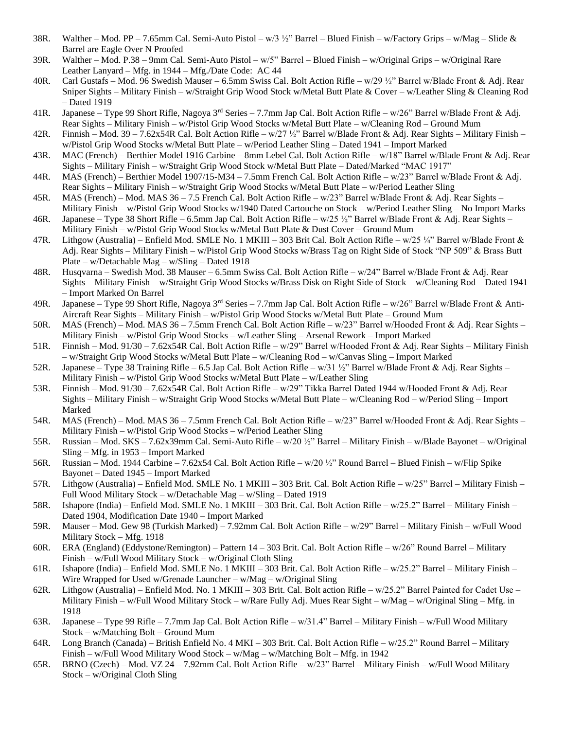38R. Walther – Mod. PP – 7.65mm Cal. Semi-Auto Pistol – w/3 ½" Barrel – Blued Finish – w/Factory Grips – w/Mag – Slide & Barrel are Eagle Over N Proofed

39R. Walther – Mod. P.38 – 9mm Cal. Semi-Auto Pistol – w/5" Barrel – Blued Finish – w/Original Grips – w/Original Rare Leather Lanyard – Mfg. in 1944 – Mfg./Date Code: AC 44

40R. Carl Gustafs – Mod. 96 Swedish Mauser – 6.5mm Swiss Cal. Bolt Action Rifle – w/29 ½" Barrel w/Blade Front & Adj. Rear Sniper Sights – Military Finish – w/Straight Grip Wood Stock w/Metal Butt Plate & Cover – w/Leather Sling & Cleaning Rod – Dated 1919

41R. Japanese – Type 99 Short Rifle, Nagoya 3rd Series – 7.7mm Jap Cal. Bolt Action Rifle – w/26" Barrel w/Blade Front & Adj. Rear Sights – Military Finish – w/Pistol Grip Wood Stocks w/Metal Butt Plate – w/Cleaning Rod – Ground Mum

42R. Finnish – Mod. 39 – 7.62x54R Cal. Bolt Action Rifle – w/27 ½" Barrel w/Blade Front & Adj. Rear Sights – Military Finish – w/Pistol Grip Wood Stocks w/Metal Butt Plate – w/Period Leather Sling – Dated 1941 – Import Marked

43R. MAC (French) – Berthier Model 1916 Carbine – 8mm Lebel Cal. Bolt Action Rifle – w/18" Barrel w/Blade Front & Adj. Rear Sights – Military Finish – w/Straight Grip Wood Stock w/Metal Butt Plate – Dated/Marked "MAC 1917"

44R. MAS (French) – Berthier Model 1907/15-M34 – 7.5mm French Cal. Bolt Action Rifle – w/23" Barrel w/Blade Front & Adj. Rear Sights – Military Finish – w/Straight Grip Wood Stocks w/Metal Butt Plate – w/Period Leather Sling

45R. MAS (French) – Mod. MAS 36 – 7.5 French Cal. Bolt Action Rifle – w/23" Barrel w/Blade Front & Adj. Rear Sights – Military Finish – w/Pistol Grip Wood Stocks w/1940 Dated Cartouche on Stock – w/Period Leather Sling – No Import Marks

46R. Japanese – Type 38 Short Rifle – 6.5mm Jap Cal. Bolt Action Rifle – w/25 ½" Barrel w/Blade Front & Adj. Rear Sights – Military Finish – w/Pistol Grip Wood Stocks w/Metal Butt Plate & Dust Cover – Ground Mum

47R. Lithgow (Australia) – Enfield Mod. SMLE No. 1 MKIII – 303 Brit Cal. Bolt Action Rifle – w/25 ¼" Barrel w/Blade Front & Adj. Rear Sights – Military Finish – w/Pistol Grip Wood Stocks w/Brass Tag on Right Side of Stock "NP 509" & Brass Butt Plate – w/Detachable Mag – w/Sling – Dated 1918

48R. Husqvarna – Swedish Mod. 38 Mauser – 6.5mm Swiss Cal. Bolt Action Rifle – w/24" Barrel w/Blade Front & Adj. Rear Sights – Military Finish – w/Straight Grip Wood Stocks w/Brass Disk on Right Side of Stock – w/Cleaning Rod – Dated 1941 – Import Marked On Barrel

49R. Japanese – Type 99 Short Rifle, Nagoya 3rd Series – 7.7mm Jap Cal. Bolt Action Rifle – w/26" Barrel w/Blade Front & Anti-Aircraft Rear Sights – Military Finish – w/Pistol Grip Wood Stocks w/Metal Butt Plate – Ground Mum

50R. MAS (French) – Mod. MAS 36 – 7.5mm French Cal. Bolt Action Rifle – w/23" Barrel w/Hooded Front & Adj. Rear Sights – Military Finish – w/Pistol Grip Wood Stocks – w/Leather Sling – Arsenal Rework – Import Marked

51R. Finnish – Mod. 91/30 – 7.62x54R Cal. Bolt Action Rifle – w/29" Barrel w/Hooded Front & Adj. Rear Sights – Military Finish – w/Straight Grip Wood Stocks w/Metal Butt Plate – w/Cleaning Rod – w/Canvas Sling – Import Marked

52R. Japanese – Type 38 Training Rifle – 6.5 Jap Cal. Bolt Action Rifle – w/31 ½" Barrel w/Blade Front & Adj. Rear Sights – Military Finish – w/Pistol Grip Wood Stocks w/Metal Butt Plate – w/Leather Sling

53R. Finnish – Mod. 91/30 – 7.62x54R Cal. Bolt Action Rifle – w/29" Tikka Barrel Dated 1944 w/Hooded Front & Adj. Rear Sights – Military Finish – w/Straight Grip Wood Stocks w/Metal Butt Plate – w/Cleaning Rod – w/Period Sling – Import Marked

54R. MAS (French) – Mod. MAS 36 – 7.5mm French Cal. Bolt Action Rifle – w/23" Barrel w/Hooded Front & Adj. Rear Sights – Military Finish – w/Pistol Grip Wood Stocks – w/Period Leather Sling

55R. Russian – Mod. SKS – 7.62x39mm Cal. Semi-Auto Rifle – w/20 ½" Barrel – Military Finish – w/Blade Bayonet – w/Original Sling – Mfg. in 1953 – Import Marked

56R. Russian – Mod. 1944 Carbine – 7.62x54 Cal. Bolt Action Rifle – w/20 ½" Round Barrel – Blued Finish – w/Flip Spike Bayonet – Dated 1945 – Import Marked

57R. Lithgow (Australia) – Enfield Mod. SMLE No. 1 MKIII – 303 Brit. Cal. Bolt Action Rifle – w/25" Barrel – Military Finish – Full Wood Military Stock – w/Detachable Mag – w/Sling – Dated 1919

58R. Ishapore (India) – Enfield Mod. SMLE No. 1 MKIII – 303 Brit. Cal. Bolt Action Rifle – w/25.2" Barrel – Military Finish – Dated 1904, Modification Date 1940 – Import Marked

59R. Mauser – Mod. Gew 98 (Turkish Marked) – 7.92mm Cal. Bolt Action Rifle – w/29" Barrel – Military Finish – w/Full Wood Military Stock – Mfg. 1918

60R. ERA (England) (Eddystone/Remington) – Pattern 14 – 303 Brit. Cal. Bolt Action Rifle – w/26" Round Barrel – Military Finish – w/Full Wood Military Stock – w/Original Cloth Sling

61R. Ishapore (India) – Enfield Mod. SMLE No. 1 MKIII – 303 Brit. Cal. Bolt Action Rifle – w/25.2" Barrel – Military Finish – Wire Wrapped for Used w/Grenade Launcher – w/Mag – w/Original Sling

62R. Lithgow (Australia) – Enfield Mod. No. 1 MKIII – 303 Brit. Cal. Bolt action Rifle – w/25.2" Barrel Painted for Cadet Use – Military Finish – w/Full Wood Military Stock – w/Rare Fully Adj. Mues Rear Sight – w/Mag – w/Original Sling – Mfg. in 1918

63R. Japanese – Type 99 Rifle – 7.7mm Jap Cal. Bolt Action Rifle – w/31.4" Barrel – Military Finish – w/Full Wood Military Stock – w/Matching Bolt – Ground Mum

64R. Long Branch (Canada) – British Enfield No. 4 MKI – 303 Brit. Cal. Bolt Action Rifle – w/25.2" Round Barrel – Military Finish – w/Full Wood Military Wood Stock – w/Mag – w/Matching Bolt – Mfg. in 1942

65R. BRNO (Czech) – Mod. VZ 24 – 7.92mm Cal. Bolt Action Rifle – w/23" Barrel – Military Finish – w/Full Wood Military Stock – w/Original Cloth Sling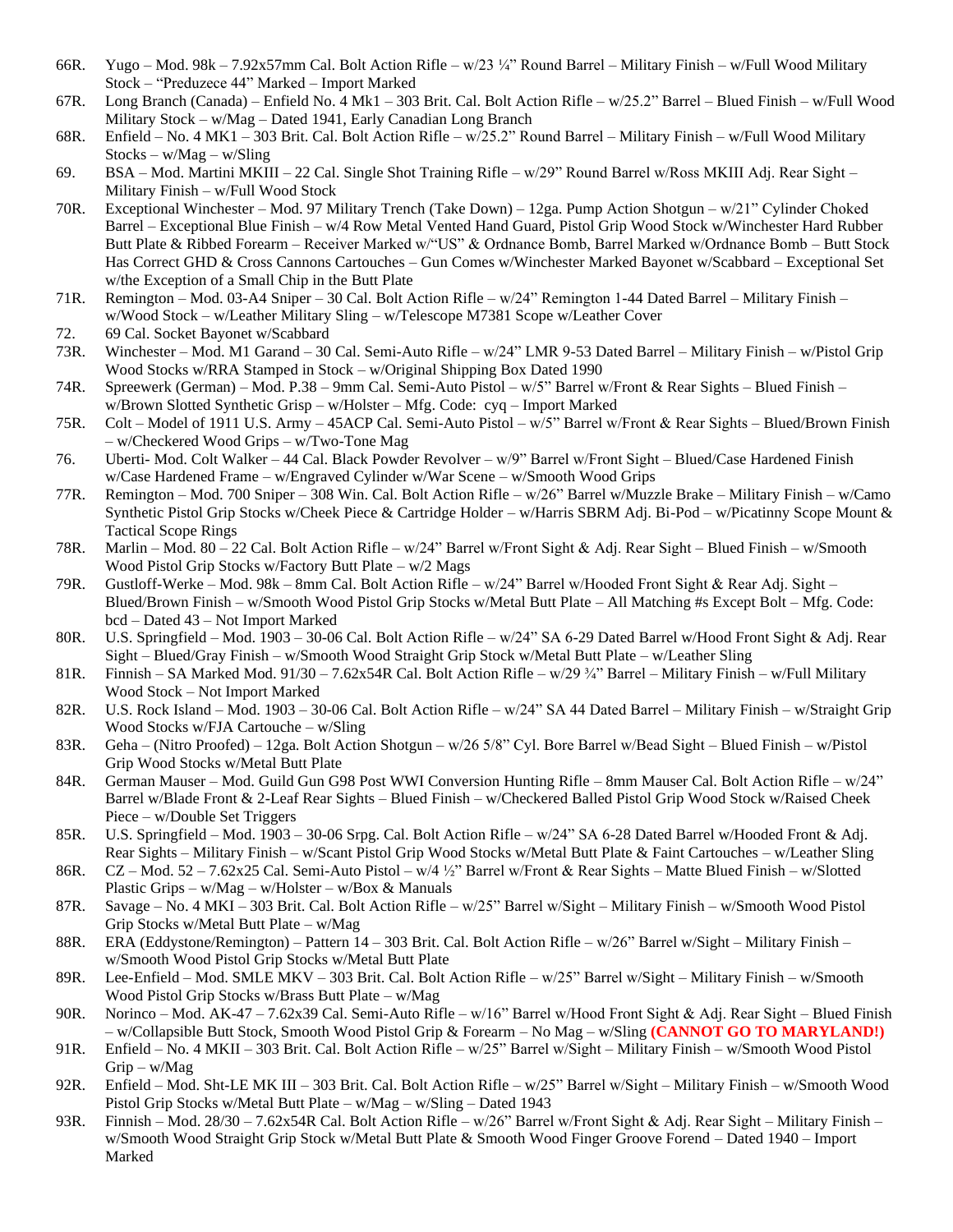66R. Yugo – Mod. 98k – 7.92x57mm Cal. Bolt Action Rifle – w/23 ¼" Round Barrel – Military Finish – w/Full Wood Military Stock – "Preduzece 44" Marked – Import Marked

67R. Long Branch (Canada) – Enfield No. 4 Mk1 – 303 Brit. Cal. Bolt Action Rifle – w/25.2" Barrel – Blued Finish – w/Full Wood Military Stock – w/Mag – Dated 1941, Early Canadian Long Branch

68R. Enfield – No. 4 MK1 – 303 Brit. Cal. Bolt Action Rifle – w/25.2" Round Barrel – Military Finish – w/Full Wood Military Stocks – w/Mag – w/Sling

69. BSA – Mod. Martini MKIII – 22 Cal. Single Shot Training Rifle – w/29" Round Barrel w/Ross MKIII Adj. Rear Sight – Military Finish – w/Full Wood Stock

70R. Exceptional Winchester – Mod. 97 Military Trench (Take Down) – 12ga. Pump Action Shotgun – w/21" Cylinder Choked Barrel – Exceptional Blue Finish – w/4 Row Metal Vented Hand Guard, Pistol Grip Wood Stock w/Winchester Hard Rubber Butt Plate & Ribbed Forearm – Receiver Marked w/"US" & Ordnance Bomb, Barrel Marked w/Ordnance Bomb – Butt Stock Has Correct GHD & Cross Cannons Cartouches – Gun Comes w/Winchester Marked Bayonet w/Scabbard – Exceptional Set w/the Exception of a Small Chip in the Butt Plate

71R. Remington – Mod. 03-A4 Sniper – 30 Cal. Bolt Action Rifle – w/24" Remington 1-44 Dated Barrel – Military Finish – w/Wood Stock – w/Leather Military Sling – w/Telescope M7381 Scope w/Leather Cover

72. 69 Cal. Socket Bayonet w/Scabbard

73R. Winchester – Mod. M1 Garand – 30 Cal. Semi-Auto Rifle – w/24" LMR 9-53 Dated Barrel – Military Finish – w/Pistol Grip Wood Stocks w/RRA Stamped in Stock – w/Original Shipping Box Dated 1990

74R. Spreewerk (German) – Mod. P.38 – 9mm Cal. Semi-Auto Pistol – w/5" Barrel w/Front & Rear Sights – Blued Finish – w/Brown Slotted Synthetic Grisp – w/Holster – Mfg. Code: cyq – Import Marked

75R. Colt – Model of 1911 U.S. Army – 45ACP Cal. Semi-Auto Pistol – w/5" Barrel w/Front & Rear Sights – Blued/Brown Finish – w/Checkered Wood Grips – w/Two-Tone Mag

76. Uberti- Mod. Colt Walker – 44 Cal. Black Powder Revolver – w/9" Barrel w/Front Sight – Blued/Case Hardened Finish w/Case Hardened Frame – w/Engraved Cylinder w/War Scene – w/Smooth Wood Grips

77R. Remington – Mod. 700 Sniper – 308 Win. Cal. Bolt Action Rifle – w/26" Barrel w/Muzzle Brake – Military Finish – w/Camo Synthetic Pistol Grip Stocks w/Cheek Piece & Cartridge Holder – w/Harris SBRM Adj. Bi-Pod – w/Picatinny Scope Mount & Tactical Scope Rings

78R. Marlin – Mod. 80 – 22 Cal. Bolt Action Rifle – w/24" Barrel w/Front Sight & Adj. Rear Sight – Blued Finish – w/Smooth Wood Pistol Grip Stocks w/Factory Butt Plate – w/2 Mags

79R. Gustloff-Werke – Mod. 98k – 8mm Cal. Bolt Action Rifle – w/24" Barrel w/Hooded Front Sight & Rear Adj. Sight – Blued/Brown Finish – w/Smooth Wood Pistol Grip Stocks w/Metal Butt Plate – All Matching #s Except Bolt – Mfg. Code: bcd – Dated 43 – Not Import Marked

80R. U.S. Springfield – Mod. 1903 – 30-06 Cal. Bolt Action Rifle – w/24" SA 6-29 Dated Barrel w/Hood Front Sight & Adj. Rear Sight – Blued/Gray Finish – w/Smooth Wood Straight Grip Stock w/Metal Butt Plate – w/Leather Sling

81R. Finnish – SA Marked Mod. 91/30 – 7.62x54R Cal. Bolt Action Rifle – w/29 ¾" Barrel – Military Finish – w/Full Military Wood Stock – Not Import Marked

82R. U.S. Rock Island – Mod. 1903 – 30-06 Cal. Bolt Action Rifle – w/24" SA 44 Dated Barrel – Military Finish – w/Straight Grip Wood Stocks w/FJA Cartouche – w/Sling

83R. Geha – (Nitro Proofed) – 12ga. Bolt Action Shotgun – w/26 5/8" Cyl. Bore Barrel w/Bead Sight – Blued Finish – w/Pistol Grip Wood Stocks w/Metal Butt Plate

84R. German Mauser – Mod. Guild Gun G98 Post WWI Conversion Hunting Rifle – 8mm Mauser Cal. Bolt Action Rifle – w/24" Barrel w/Blade Front & 2-Leaf Rear Sights – Blued Finish – w/Checkered Balled Pistol Grip Wood Stock w/Raised Cheek Piece – w/Double Set Triggers

85R. U.S. Springfield – Mod. 1903 – 30-06 Srpg. Cal. Bolt Action Rifle – w/24" SA 6-28 Dated Barrel w/Hooded Front & Adj. Rear Sights – Military Finish – w/Scant Pistol Grip Wood Stocks w/Metal Butt Plate & Faint Cartouches – w/Leather Sling

86R. CZ – Mod. 52 – 7.62x25 Cal. Semi-Auto Pistol – w/4 ½" Barrel w/Front & Rear Sights – Matte Blued Finish – w/Slotted Plastic Grips – w/Mag – w/Holster – w/Box & Manuals

87R. Savage – No. 4 MKI – 303 Brit. Cal. Bolt Action Rifle – w/25" Barrel w/Sight – Military Finish – w/Smooth Wood Pistol Grip Stocks w/Metal Butt Plate – w/Mag

88R. ERA (Eddystone/Remington) – Pattern 14 – 303 Brit. Cal. Bolt Action Rifle – w/26" Barrel w/Sight – Military Finish – w/Smooth Wood Pistol Grip Stocks w/Metal Butt Plate

89R. Lee-Enfield – Mod. SMLE MKV – 303 Brit. Cal. Bolt Action Rifle – w/25" Barrel w/Sight – Military Finish – w/Smooth Wood Pistol Grip Stocks w/Brass Butt Plate – w/Mag

90R. Norinco – Mod. AK-47 – 7.62x39 Cal. Semi-Auto Rifle – w/16" Barrel w/Hood Front Sight & Adj. Rear Sight – Blued Finish – w/Collapsible Butt Stock, Smooth Wood Pistol Grip & Forearm – No Mag – w/Sling **(CANNOT GO TO MARYLAND!)**

91R. Enfield – No. 4 MKII – 303 Brit. Cal. Bolt Action Rifle – w/25" Barrel w/Sight – Military Finish – w/Smooth Wood Pistol Grip – w/Mag

92R. Enfield – Mod. Sht-LE MK III – 303 Brit. Cal. Bolt Action Rifle – w/25" Barrel w/Sight – Military Finish – w/Smooth Wood Pistol Grip Stocks w/Metal Butt Plate – w/Mag – w/Sling – Dated 1943

93R. Finnish – Mod. 28/30 – 7.62x54R Cal. Bolt Action Rifle – w/26" Barrel w/Front Sight & Adj. Rear Sight – Military Finish – w/Smooth Wood Straight Grip Stock w/Metal Butt Plate & Smooth Wood Finger Groove Forend – Dated 1940 – Import Marked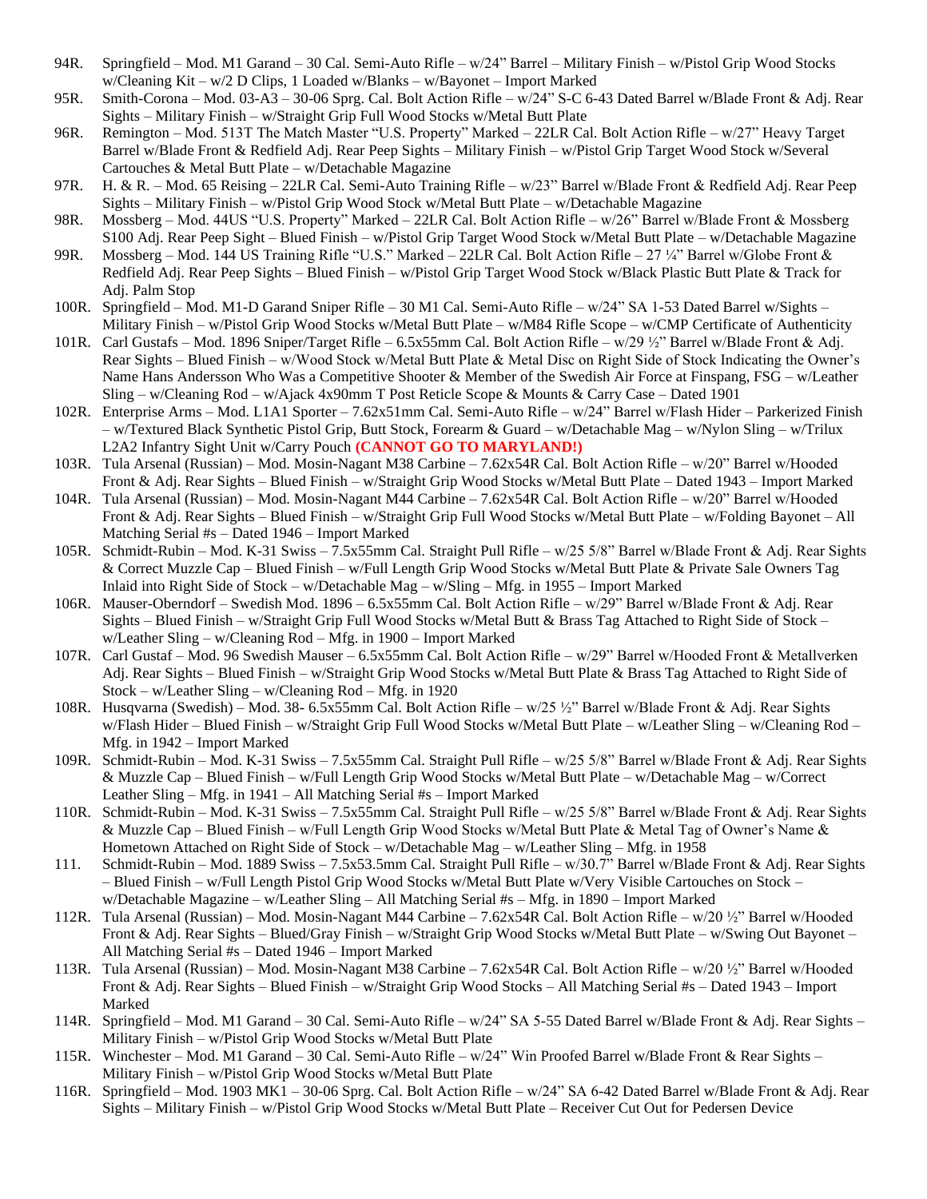94R. Springfield – Mod. M1 Garand – 30 Cal. Semi-Auto Rifle – w/24" Barrel – Military Finish – w/Pistol Grip Wood Stocks w/Cleaning Kit – w/2 D Clips, 1 Loaded w/Blanks – w/Bayonet – Import Marked

95R. Smith-Corona – Mod. 03-A3 – 30-06 Sprg. Cal. Bolt Action Rifle – w/24" S-C 6-43 Dated Barrel w/Blade Front & Adj. Rear Sights – Military Finish – w/Straight Grip Full Wood Stocks w/Metal Butt Plate

96R. Remington – Mod. 513T The Match Master "U.S. Property" Marked – 22LR Cal. Bolt Action Rifle – w/27" Heavy Target Barrel w/Blade Front & Redfield Adj. Rear Peep Sights – Military Finish – w/Pistol Grip Target Wood Stock w/Several Cartouches & Metal Butt Plate – w/Detachable Magazine

97R. H. & R. – Mod. 65 Reising – 22LR Cal. Semi-Auto Training Rifle – w/23" Barrel w/Blade Front & Redfield Adj. Rear Peep Sights – Military Finish – w/Pistol Grip Wood Stock w/Metal Butt Plate – w/Detachable Magazine

98R. Mossberg – Mod. 44US "U.S. Property" Marked – 22LR Cal. Bolt Action Rifle – w/26" Barrel w/Blade Front & Mossberg S100 Adj. Rear Peep Sight – Blued Finish – w/Pistol Grip Target Wood Stock w/Metal Butt Plate – w/Detachable Magazine

99R. Mossberg – Mod. 144 US Training Rifle "U.S." Marked – 22LR Cal. Bolt Action Rifle – 27 ¼" Barrel w/Globe Front & Redfield Adj. Rear Peep Sights – Blued Finish – w/Pistol Grip Target Wood Stock w/Black Plastic Butt Plate & Track for Adj. Palm Stop

100R. Springfield – Mod. M1-D Garand Sniper Rifle – 30 M1 Cal. Semi-Auto Rifle – w/24" SA 1-53 Dated Barrel w/Sights – Military Finish – w/Pistol Grip Wood Stocks w/Metal Butt Plate – w/M84 Rifle Scope – w/CMP Certificate of Authenticity

101R. Carl Gustafs – Mod. 1896 Sniper/Target Rifle – 6.5x55mm Cal. Bolt Action Rifle – w/29 ½" Barrel w/Blade Front & Adj. Rear Sights – Blued Finish – w/Wood Stock w/Metal Butt Plate & Metal Disc on Right Side of Stock Indicating the Owner's Name Hans Andersson Who Was a Competitive Shooter & Member of the Swedish Air Force at Finspang, FSG – w/Leather Sling – w/Cleaning Rod – w/Ajack 4x90mm T Post Reticle Scope & Mounts & Carry Case – Dated 1901

102R. Enterprise Arms – Mod. L1A1 Sporter – 7.62x51mm Cal. Semi-Auto Rifle – w/24" Barrel w/Flash Hider – Parkerized Finish – w/Textured Black Synthetic Pistol Grip, Butt Stock, Forearm & Guard – w/Detachable Mag – w/Nylon Sling – w/Trilux L2A2 Infantry Sight Unit w/Carry Pouch **(CANNOT GO TO MARYLAND!)**

103R. Tula Arsenal (Russian) – Mod. Mosin-Nagant M38 Carbine – 7.62x54R Cal. Bolt Action Rifle – w/20" Barrel w/Hooded Front & Adj. Rear Sights – Blued Finish – w/Straight Grip Wood Stocks w/Metal Butt Plate – Dated 1943 – Import Marked

104R. Tula Arsenal (Russian) – Mod. Mosin-Nagant M44 Carbine – 7.62x54R Cal. Bolt Action Rifle – w/20" Barrel w/Hooded Front & Adj. Rear Sights – Blued Finish – w/Straight Grip Full Wood Stocks w/Metal Butt Plate – w/Folding Bayonet – All Matching Serial #s – Dated 1946 – Import Marked

105R. Schmidt-Rubin – Mod. K-31 Swiss – 7.5x55mm Cal. Straight Pull Rifle – w/25 5/8" Barrel w/Blade Front & Adj. Rear Sights & Correct Muzzle Cap – Blued Finish – w/Full Length Grip Wood Stocks w/Metal Butt Plate & Private Sale Owners Tag Inlaid into Right Side of Stock – w/Detachable Mag – w/Sling – Mfg. in 1955 – Import Marked

106R. Mauser-Oberndorf – Swedish Mod. 1896 – 6.5x55mm Cal. Bolt Action Rifle – w/29" Barrel w/Blade Front & Adj. Rear Sights – Blued Finish – w/Straight Grip Full Wood Stocks w/Metal Butt & Brass Tag Attached to Right Side of Stock – w/Leather Sling – w/Cleaning Rod – Mfg. in 1900 – Import Marked

107R. Carl Gustaf – Mod. 96 Swedish Mauser – 6.5x55mm Cal. Bolt Action Rifle – w/29" Barrel w/Hooded Front & Metallverken Adj. Rear Sights – Blued Finish – w/Straight Grip Wood Stocks w/Metal Butt Plate & Brass Tag Attached to Right Side of Stock – w/Leather Sling – w/Cleaning Rod – Mfg. in 1920

108R. Husqvarna (Swedish) – Mod. 38- 6.5x55mm Cal. Bolt Action Rifle – w/25 ½" Barrel w/Blade Front & Adj. Rear Sights w/Flash Hider – Blued Finish – w/Straight Grip Full Wood Stocks w/Metal Butt Plate – w/Leather Sling – w/Cleaning Rod – Mfg. in 1942 – Import Marked

109R. Schmidt-Rubin – Mod. K-31 Swiss – 7.5x55mm Cal. Straight Pull Rifle – w/25 5/8" Barrel w/Blade Front & Adj. Rear Sights & Muzzle Cap – Blued Finish – w/Full Length Grip Wood Stocks w/Metal Butt Plate – w/Detachable Mag – w/Correct Leather Sling – Mfg. in 1941 – All Matching Serial #s – Import Marked

110R. Schmidt-Rubin – Mod. K-31 Swiss – 7.5x55mm Cal. Straight Pull Rifle – w/25 5/8" Barrel w/Blade Front & Adj. Rear Sights & Muzzle Cap – Blued Finish – w/Full Length Grip Wood Stocks w/Metal Butt Plate & Metal Tag of Owner's Name & Hometown Attached on Right Side of Stock – w/Detachable Mag – w/Leather Sling – Mfg. in 1958

111. Schmidt-Rubin – Mod. 1889 Swiss – 7.5x53.5mm Cal. Straight Pull Rifle – w/30.7" Barrel w/Blade Front & Adj. Rear Sights – Blued Finish – w/Full Length Pistol Grip Wood Stocks w/Metal Butt Plate w/Very Visible Cartouches on Stock – w/Detachable Magazine – w/Leather Sling – All Matching Serial #s – Mfg. in 1890 – Import Marked

112R. Tula Arsenal (Russian) – Mod. Mosin-Nagant M44 Carbine – 7.62x54R Cal. Bolt Action Rifle – w/20 ½" Barrel w/Hooded Front & Adj. Rear Sights – Blued/Gray Finish – w/Straight Grip Wood Stocks w/Metal Butt Plate – w/Swing Out Bayonet – All Matching Serial #s – Dated 1946 – Import Marked

113R. Tula Arsenal (Russian) – Mod. Mosin-Nagant M38 Carbine – 7.62x54R Cal. Bolt Action Rifle – w/20 ½" Barrel w/Hooded Front & Adj. Rear Sights – Blued Finish – w/Straight Grip Wood Stocks – All Matching Serial #s – Dated 1943 – Import Marked

114R. Springfield – Mod. M1 Garand – 30 Cal. Semi-Auto Rifle – w/24" SA 5-55 Dated Barrel w/Blade Front & Adj. Rear Sights – Military Finish – w/Pistol Grip Wood Stocks w/Metal Butt Plate

115R. Winchester – Mod. M1 Garand – 30 Cal. Semi-Auto Rifle – w/24" Win Proofed Barrel w/Blade Front & Rear Sights – Military Finish – w/Pistol Grip Wood Stocks w/Metal Butt Plate

116R. Springfield – Mod. 1903 MK1 – 30-06 Sprg. Cal. Bolt Action Rifle – w/24" SA 6-42 Dated Barrel w/Blade Front & Adj. Rear Sights – Military Finish – w/Pistol Grip Wood Stocks w/Metal Butt Plate – Receiver Cut Out for Pedersen Device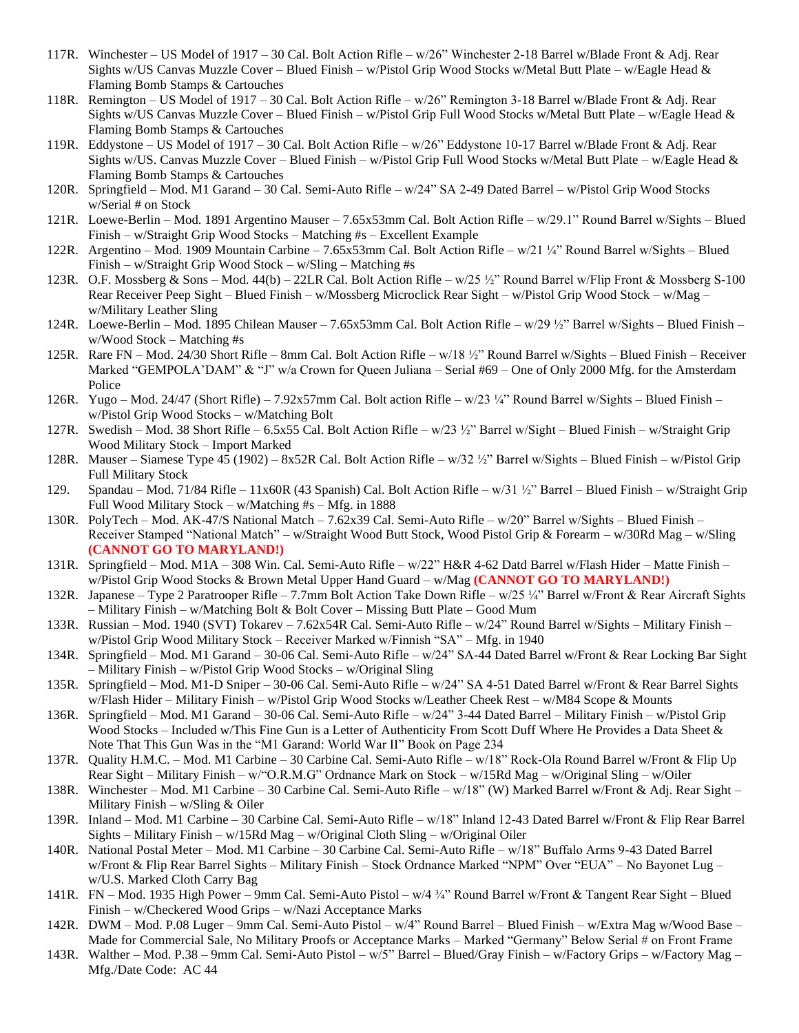117R. Winchester – US Model of 1917 – 30 Cal. Bolt Action Rifle – w/26" Winchester 2-18 Barrel w/Blade Front & Adj. Rear Sights w/US Canvas Muzzle Cover – Blued Finish – w/Pistol Grip Wood Stocks w/Metal Butt Plate – w/Eagle Head & Flaming Bomb Stamps & Cartouches

118R. Remington – US Model of 1917 – 30 Cal. Bolt Action Rifle – w/26" Remington 3-18 Barrel w/Blade Front & Adj. Rear Sights w/US Canvas Muzzle Cover – Blued Finish – w/Pistol Grip Full Wood Stocks w/Metal Butt Plate – w/Eagle Head & Flaming Bomb Stamps & Cartouches

119R. Eddystone – US Model of 1917 – 30 Cal. Bolt Action Rifle – w/26" Eddystone 10-17 Barrel w/Blade Front & Adj. Rear Sights w/US. Canvas Muzzle Cover – Blued Finish – w/Pistol Grip Full Wood Stocks w/Metal Butt Plate – w/Eagle Head & Flaming Bomb Stamps & Cartouches

120R. Springfield – Mod. M1 Garand – 30 Cal. Semi-Auto Rifle – w/24" SA 2-49 Dated Barrel – w/Pistol Grip Wood Stocks w/Serial # on Stock

121R. Loewe-Berlin – Mod. 1891 Argentino Mauser – 7.65x53mm Cal. Bolt Action Rifle – w/29.1" Round Barrel w/Sights – Blued Finish – w/Straight Grip Wood Stocks – Matching #s – Excellent Example

122R. Argentino – Mod. 1909 Mountain Carbine – 7.65x53mm Cal. Bolt Action Rifle – w/21 ¼" Round Barrel w/Sights – Blued Finish – w/Straight Grip Wood Stock – w/Sling – Matching #s

123R. O.F. Mossberg & Sons – Mod. 44(b) – 22LR Cal. Bolt Action Rifle – w/25 ½" Round Barrel w/Flip Front & Mossberg S-100 Rear Receiver Peep Sight – Blued Finish – w/Mossberg Microclick Rear Sight – w/Pistol Grip Wood Stock – w/Mag – w/Military Leather Sling

124R. Loewe-Berlin – Mod. 1895 Chilean Mauser – 7.65x53mm Cal. Bolt Action Rifle – w/29 ½" Barrel w/Sights – Blued Finish – w/Wood Stock – Matching #s

125R. Rare FN – Mod. 24/30 Short Rifle – 8mm Cal. Bolt Action Rifle – w/18 ½" Round Barrel w/Sights – Blued Finish – Receiver Marked "GEMPOLA'DAM" & "J" w/a Crown for Queen Juliana – Serial #69 – One of Only 2000 Mfg. for the Amsterdam Police

126R. Yugo – Mod. 24/47 (Short Rifle) – 7.92x57mm Cal. Bolt action Rifle – w/23 ¼" Round Barrel w/Sights – Blued Finish – w/Pistol Grip Wood Stocks – w/Matching Bolt

127R. Swedish – Mod. 38 Short Rifle – 6.5x55 Cal. Bolt Action Rifle – w/23 ½" Barrel w/Sight – Blued Finish – w/Straight Grip Wood Military Stock – Import Marked

128R. Mauser – Siamese Type 45 (1902) – 8x52R Cal. Bolt Action Rifle – w/32 ½" Barrel w/Sights – Blued Finish – w/Pistol Grip Full Military Stock

129. Spandau – Mod. 71/84 Rifle – 11x60R (43 Spanish) Cal. Bolt Action Rifle – w/31 ½" Barrel – Blued Finish – w/Straight Grip Full Wood Military Stock – w/Matching #s – Mfg. in 1888

130R. PolyTech – Mod. AK-47/S National Match – 7.62x39 Cal. Semi-Auto Rifle – w/20" Barrel w/Sights – Blued Finish – Receiver Stamped "National Match" – w/Straight Wood Butt Stock, Wood Pistol Grip & Forearm – w/30Rd Mag – w/Sling **(CANNOT GO TO MARYLAND!)**

131R. Springfield – Mod. M1A – 308 Win. Cal. Semi-Auto Rifle – w/22" H&R 4-62 Datd Barrel w/Flash Hider – Matte Finish – w/Pistol Grip Wood Stocks & Brown Metal Upper Hand Guard – w/Mag **(CANNOT GO TO MARYLAND!)**

132R. Japanese – Type 2 Paratrooper Rifle – 7.7mm Bolt Action Take Down Rifle – w/25 ¼" Barrel w/Front & Rear Aircraft Sights – Military Finish – w/Matching Bolt & Bolt Cover – Missing Butt Plate – Good Mum

133R. Russian – Mod. 1940 (SVT) Tokarev – 7.62x54R Cal. Semi-Auto Rifle – w/24" Round Barrel w/Sights – Military Finish – w/Pistol Grip Wood Military Stock – Receiver Marked w/Finnish "SA" – Mfg. in 1940

134R. Springfield – Mod. M1 Garand – 30-06 Cal. Semi-Auto Rifle – w/24" SA-44 Dated Barrel w/Front & Rear Locking Bar Sight – Military Finish – w/Pistol Grip Wood Stocks – w/Original Sling

135R. Springfield – Mod. M1-D Sniper – 30-06 Cal. Semi-Auto Rifle – w/24" SA 4-51 Dated Barrel w/Front & Rear Barrel Sights w/Flash Hider – Military Finish – w/Pistol Grip Wood Stocks w/Leather Cheek Rest – w/M84 Scope & Mounts

136R. Springfield – Mod. M1 Garand – 30-06 Cal. Semi-Auto Rifle – w/24" 3-44 Dated Barrel – Military Finish – w/Pistol Grip Wood Stocks – Included w/This Fine Gun is a Letter of Authenticity From Scott Duff Where He Provides a Data Sheet & Note That This Gun Was in the "M1 Garand: World War II" Book on Page 234

137R. Quality H.M.C. – Mod. M1 Carbine – 30 Carbine Cal. Semi-Auto Rifle – w/18" Rock-Ola Round Barrel w/Front & Flip Up Rear Sight – Military Finish – w/"O.R.M.G" Ordnance Mark on Stock – w/15Rd Mag – w/Original Sling – w/Oiler

138R. Winchester – Mod. M1 Carbine – 30 Carbine Cal. Semi-Auto Rifle – w/18" (W) Marked Barrel w/Front & Adj. Rear Sight – Military Finish – w/Sling & Oiler

139R. Inland – Mod. M1 Carbine – 30 Carbine Cal. Semi-Auto Rifle – w/18" Inland 12-43 Dated Barrel w/Front & Flip Rear Barrel Sights – Military Finish – w/15Rd Mag – w/Original Cloth Sling – w/Original Oiler

140R. National Postal Meter – Mod. M1 Carbine – 30 Carbine Cal. Semi-Auto Rifle – w/18" Buffalo Arms 9-43 Dated Barrel w/Front & Flip Rear Barrel Sights – Military Finish – Stock Ordnance Marked "NPM" Over "EUA" – No Bayonet Lug – w/U.S. Marked Cloth Carry Bag

141R. FN – Mod. 1935 High Power – 9mm Cal. Semi-Auto Pistol – w/4 ¾" Round Barrel w/Front & Tangent Rear Sight – Blued Finish – w/Checkered Wood Grips – w/Nazi Acceptance Marks

142R. DWM – Mod. P.08 Luger – 9mm Cal. Semi-Auto Pistol – w/4" Round Barrel – Blued Finish – w/Extra Mag w/Wood Base – Made for Commercial Sale, No Military Proofs or Acceptance Marks – Marked "Germany" Below Serial # on Front Frame

143R. Walther – Mod. P.38 – 9mm Cal. Semi-Auto Pistol – w/5" Barrel – Blued/Gray Finish – w/Factory Grips – w/Factory Mag – Mfg./Date Code: AC 44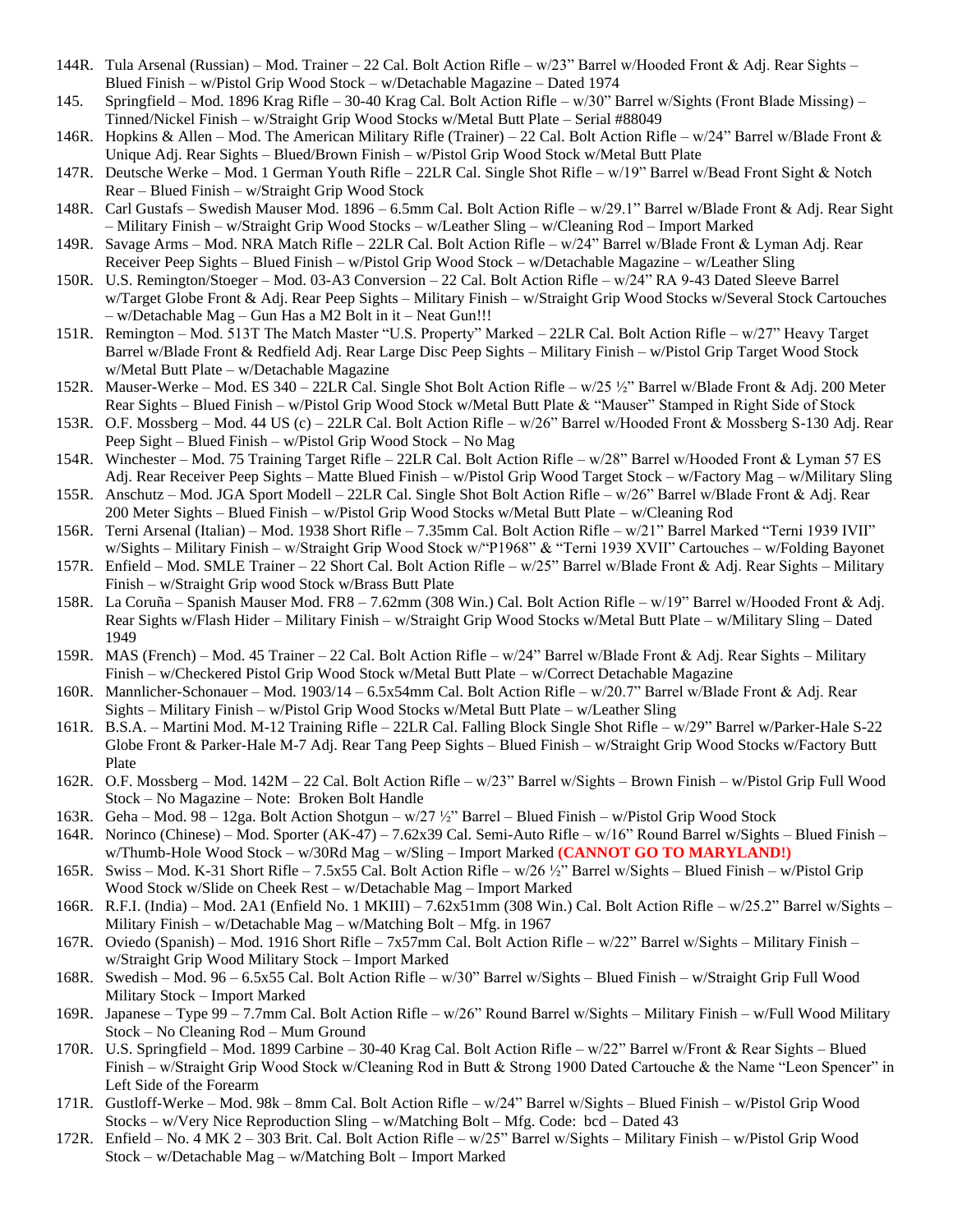144R. Tula Arsenal (Russian) – Mod. Trainer – 22 Cal. Bolt Action Rifle – w/23" Barrel w/Hooded Front & Adj. Rear Sights – Blued Finish – w/Pistol Grip Wood Stock – w/Detachable Magazine – Dated 1974

145. Springfield – Mod. 1896 Krag Rifle – 30-40 Krag Cal. Bolt Action Rifle – w/30" Barrel w/Sights (Front Blade Missing) – Tinned/Nickel Finish – w/Straight Grip Wood Stocks w/Metal Butt Plate – Serial #88049

146R. Hopkins & Allen – Mod. The American Military Rifle (Trainer) – 22 Cal. Bolt Action Rifle – w/24" Barrel w/Blade Front & Unique Adj. Rear Sights – Blued/Brown Finish – w/Pistol Grip Wood Stock w/Metal Butt Plate

147R. Deutsche Werke – Mod. 1 German Youth Rifle – 22LR Cal. Single Shot Rifle – w/19" Barrel w/Bead Front Sight & Notch Rear – Blued Finish – w/Straight Grip Wood Stock

148R. Carl Gustafs – Swedish Mauser Mod. 1896 – 6.5mm Cal. Bolt Action Rifle – w/29.1" Barrel w/Blade Front & Adj. Rear Sight – Military Finish – w/Straight Grip Wood Stocks – w/Leather Sling – w/Cleaning Rod – Import Marked

149R. Savage Arms – Mod. NRA Match Rifle – 22LR Cal. Bolt Action Rifle – w/24" Barrel w/Blade Front & Lyman Adj. Rear Receiver Peep Sights – Blued Finish – w/Pistol Grip Wood Stock – w/Detachable Magazine – w/Leather Sling

150R. U.S. Remington/Stoeger – Mod. 03-A3 Conversion – 22 Cal. Bolt Action Rifle – w/24" RA 9-43 Dated Sleeve Barrel w/Target Globe Front & Adj. Rear Peep Sights – Military Finish – w/Straight Grip Wood Stocks w/Several Stock Cartouches – w/Detachable Mag – Gun Has a M2 Bolt in it – Neat Gun!!!

151R. Remington – Mod. 513T The Match Master "U.S. Property" Marked – 22LR Cal. Bolt Action Rifle – w/27" Heavy Target Barrel w/Blade Front & Redfield Adj. Rear Large Disc Peep Sights – Military Finish – w/Pistol Grip Target Wood Stock w/Metal Butt Plate – w/Detachable Magazine

152R. Mauser-Werke – Mod. ES 340 – 22LR Cal. Single Shot Bolt Action Rifle – w/25 ½" Barrel w/Blade Front & Adj. 200 Meter Rear Sights – Blued Finish – w/Pistol Grip Wood Stock w/Metal Butt Plate & "Mauser" Stamped in Right Side of Stock

153R. O.F. Mossberg – Mod. 44 US (c) – 22LR Cal. Bolt Action Rifle – w/26" Barrel w/Hooded Front & Mossberg S-130 Adj. Rear Peep Sight – Blued Finish – w/Pistol Grip Wood Stock – No Mag

154R. Winchester – Mod. 75 Training Target Rifle – 22LR Cal. Bolt Action Rifle – w/28" Barrel w/Hooded Front & Lyman 57 ES Adj. Rear Receiver Peep Sights – Matte Blued Finish – w/Pistol Grip Wood Target Stock – w/Factory Mag – w/Military Sling

155R. Anschutz – Mod. JGA Sport Modell – 22LR Cal. Single Shot Bolt Action Rifle – w/26" Barrel w/Blade Front & Adj. Rear 200 Meter Sights – Blued Finish – w/Pistol Grip Wood Stocks w/Metal Butt Plate – w/Cleaning Rod

156R. Terni Arsenal (Italian) – Mod. 1938 Short Rifle – 7.35mm Cal. Bolt Action Rifle – w/21" Barrel Marked "Terni 1939 IVII" w/Sights – Military Finish – w/Straight Grip Wood Stock w/"P1968" & "Terni 1939 XVII" Cartouches – w/Folding Bayonet

157R. Enfield – Mod. SMLE Trainer – 22 Short Cal. Bolt Action Rifle – w/25" Barrel w/Blade Front & Adj. Rear Sights – Military Finish – w/Straight Grip wood Stock w/Brass Butt Plate

158R. La Coruña – Spanish Mauser Mod. FR8 – 7.62mm (308 Win.) Cal. Bolt Action Rifle – w/19" Barrel w/Hooded Front & Adj. Rear Sights w/Flash Hider – Military Finish – w/Straight Grip Wood Stocks w/Metal Butt Plate – w/Military Sling – Dated 1949

159R. MAS (French) – Mod. 45 Trainer – 22 Cal. Bolt Action Rifle – w/24" Barrel w/Blade Front & Adj. Rear Sights – Military Finish – w/Checkered Pistol Grip Wood Stock w/Metal Butt Plate – w/Correct Detachable Magazine

160R. Mannlicher-Schonauer – Mod. 1903/14 – 6.5x54mm Cal. Bolt Action Rifle – w/20.7" Barrel w/Blade Front & Adj. Rear Sights – Military Finish – w/Pistol Grip Wood Stocks w/Metal Butt Plate – w/Leather Sling

161R. B.S.A. – Martini Mod. M-12 Training Rifle – 22LR Cal. Falling Block Single Shot Rifle – w/29" Barrel w/Parker-Hale S-22 Globe Front & Parker-Hale M-7 Adj. Rear Tang Peep Sights – Blued Finish – w/Straight Grip Wood Stocks w/Factory Butt Plate

162R. O.F. Mossberg – Mod. 142M – 22 Cal. Bolt Action Rifle – w/23" Barrel w/Sights – Brown Finish – w/Pistol Grip Full Wood Stock – No Magazine – Note: Broken Bolt Handle

163R. Geha – Mod. 98 – 12ga. Bolt Action Shotgun – w/27 ½" Barrel – Blued Finish – w/Pistol Grip Wood Stock

164R. Norinco (Chinese) – Mod. Sporter (AK-47) – 7.62x39 Cal. Semi-Auto Rifle – w/16" Round Barrel w/Sights – Blued Finish – w/Thumb-Hole Wood Stock – w/30Rd Mag – w/Sling – Import Marked **(CANNOT GO TO MARYLAND!)**

165R. Swiss – Mod. K-31 Short Rifle – 7.5x55 Cal. Bolt Action Rifle – w/26 ½" Barrel w/Sights – Blued Finish – w/Pistol Grip Wood Stock w/Slide on Cheek Rest – w/Detachable Mag – Import Marked

166R. R.F.I. (India) – Mod. 2A1 (Enfield No. 1 MKIII) – 7.62x51mm (308 Win.) Cal. Bolt Action Rifle – w/25.2" Barrel w/Sights – Military Finish – w/Detachable Mag – w/Matching Bolt – Mfg. in 1967

167R. Oviedo (Spanish) – Mod. 1916 Short Rifle – 7x57mm Cal. Bolt Action Rifle – w/22" Barrel w/Sights – Military Finish – w/Straight Grip Wood Military Stock – Import Marked

168R. Swedish – Mod. 96 – 6.5x55 Cal. Bolt Action Rifle – w/30" Barrel w/Sights – Blued Finish – w/Straight Grip Full Wood Military Stock – Import Marked

169R. Japanese – Type 99 – 7.7mm Cal. Bolt Action Rifle – w/26" Round Barrel w/Sights – Military Finish – w/Full Wood Military Stock – No Cleaning Rod – Mum Ground

170R. U.S. Springfield – Mod. 1899 Carbine – 30-40 Krag Cal. Bolt Action Rifle – w/22" Barrel w/Front & Rear Sights – Blued Finish – w/Straight Grip Wood Stock w/Cleaning Rod in Butt & Strong 1900 Dated Cartouche & the Name "Leon Spencer" in Left Side of the Forearm

171R. Gustloff-Werke – Mod. 98k – 8mm Cal. Bolt Action Rifle – w/24" Barrel w/Sights – Blued Finish – w/Pistol Grip Wood Stocks – w/Very Nice Reproduction Sling – w/Matching Bolt – Mfg. Code: bcd – Dated 43

172R. Enfield – No. 4 MK 2 – 303 Brit. Cal. Bolt Action Rifle – w/25" Barrel w/Sights – Military Finish – w/Pistol Grip Wood Stock – w/Detachable Mag – w/Matching Bolt – Import Marked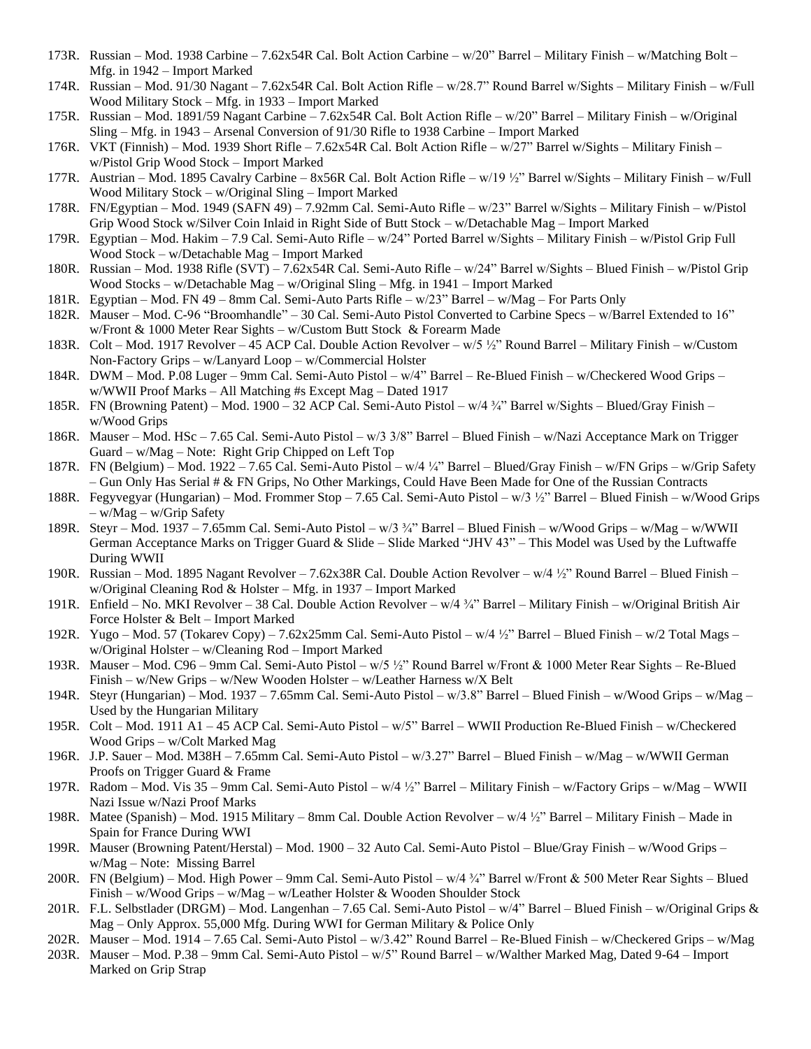173R. Russian – Mod. 1938 Carbine – 7.62x54R Cal. Bolt Action Carbine – w/20" Barrel – Military Finish – w/Matching Bolt – Mfg. in 1942 – Import Marked

174R. Russian – Mod. 91/30 Nagant – 7.62x54R Cal. Bolt Action Rifle – w/28.7" Round Barrel w/Sights – Military Finish – w/Full Wood Military Stock – Mfg. in 1933 – Import Marked

175R. Russian – Mod. 1891/59 Nagant Carbine – 7.62x54R Cal. Bolt Action Rifle – w/20" Barrel – Military Finish – w/Original Sling – Mfg. in 1943 – Arsenal Conversion of 91/30 Rifle to 1938 Carbine – Import Marked

176R. VKT (Finnish) – Mod. 1939 Short Rifle – 7.62x54R Cal. Bolt Action Rifle – w/27" Barrel w/Sights – Military Finish – w/Pistol Grip Wood Stock – Import Marked

177R. Austrian – Mod. 1895 Cavalry Carbine – 8x56R Cal. Bolt Action Rifle – w/19 ½" Barrel w/Sights – Military Finish – w/Full Wood Military Stock – w/Original Sling – Import Marked

178R. FN/Egyptian – Mod. 1949 (SAFN 49) – 7.92mm Cal. Semi-Auto Rifle – w/23" Barrel w/Sights – Military Finish – w/Pistol Grip Wood Stock w/Silver Coin Inlaid in Right Side of Butt Stock – w/Detachable Mag – Import Marked

179R. Egyptian – Mod. Hakim – 7.9 Cal. Semi-Auto Rifle – w/24" Ported Barrel w/Sights – Military Finish – w/Pistol Grip Full Wood Stock – w/Detachable Mag – Import Marked

180R. Russian – Mod. 1938 Rifle (SVT) – 7.62x54R Cal. Semi-Auto Rifle – w/24" Barrel w/Sights – Blued Finish – w/Pistol Grip Wood Stocks – w/Detachable Mag – w/Original Sling – Mfg. in 1941 – Import Marked

181R. Egyptian – Mod. FN 49 – 8mm Cal. Semi-Auto Parts Rifle – w/23" Barrel – w/Mag – For Parts Only

182R. Mauser – Mod. C-96 "Broomhandle" – 30 Cal. Semi-Auto Pistol Converted to Carbine Specs – w/Barrel Extended to 16" w/Front & 1000 Meter Rear Sights – w/Custom Butt Stock & Forearm Made

183R. Colt – Mod. 1917 Revolver – 45 ACP Cal. Double Action Revolver – w/5 ½" Round Barrel – Military Finish – w/Custom Non-Factory Grips – w/Lanyard Loop – w/Commercial Holster

184R. DWM – Mod. P.08 Luger – 9mm Cal. Semi-Auto Pistol – w/4" Barrel – Re-Blued Finish – w/Checkered Wood Grips – w/WWII Proof Marks – All Matching #s Except Mag – Dated 1917

185R. FN (Browning Patent) – Mod. 1900 – 32 ACP Cal. Semi-Auto Pistol – w/4 ¾" Barrel w/Sights – Blued/Gray Finish – w/Wood Grips

186R. Mauser – Mod. HSc – 7.65 Cal. Semi-Auto Pistol – w/3 3/8" Barrel – Blued Finish – w/Nazi Acceptance Mark on Trigger Guard – w/Mag – Note: Right Grip Chipped on Left Top

187R. FN (Belgium) – Mod. 1922 – 7.65 Cal. Semi-Auto Pistol – w/4 ¼" Barrel – Blued/Gray Finish – w/FN Grips – w/Grip Safety – Gun Only Has Serial # & FN Grips, No Other Markings, Could Have Been Made for One of the Russian Contracts

188R. Fegyvegyar (Hungarian) – Mod. Frommer Stop – 7.65 Cal. Semi-Auto Pistol – w/3 ½" Barrel – Blued Finish – w/Wood Grips – w/Mag – w/Grip Safety

189R. Steyr – Mod. 1937 – 7.65mm Cal. Semi-Auto Pistol – w/3 ¾" Barrel – Blued Finish – w/Wood Grips – w/Mag – w/WWII German Acceptance Marks on Trigger Guard & Slide – Slide Marked "JHV 43" – This Model was Used by the Luftwaffe During WWII

190R. Russian – Mod. 1895 Nagant Revolver – 7.62x38R Cal. Double Action Revolver – w/4 ½" Round Barrel – Blued Finish – w/Original Cleaning Rod & Holster – Mfg. in 1937 – Import Marked

191R. Enfield – No. MKI Revolver – 38 Cal. Double Action Revolver – w/4 ¾" Barrel – Military Finish – w/Original British Air Force Holster & Belt – Import Marked

192R. Yugo – Mod. 57 (Tokarev Copy) – 7.62x25mm Cal. Semi-Auto Pistol – w/4 ½" Barrel – Blued Finish – w/2 Total Mags – w/Original Holster – w/Cleaning Rod – Import Marked

193R. Mauser – Mod. C96 – 9mm Cal. Semi-Auto Pistol – w/5 ½" Round Barrel w/Front & 1000 Meter Rear Sights – Re-Blued Finish – w/New Grips – w/New Wooden Holster – w/Leather Harness w/X Belt

194R. Steyr (Hungarian) – Mod. 1937 – 7.65mm Cal. Semi-Auto Pistol – w/3.8" Barrel – Blued Finish – w/Wood Grips – w/Mag – Used by the Hungarian Military

195R. Colt – Mod. 1911 A1 – 45 ACP Cal. Semi-Auto Pistol – w/5" Barrel – WWII Production Re-Blued Finish – w/Checkered Wood Grips – w/Colt Marked Mag

196R. J.P. Sauer – Mod. M38H – 7.65mm Cal. Semi-Auto Pistol – w/3.27" Barrel – Blued Finish – w/Mag – w/WWII German Proofs on Trigger Guard & Frame

197R. Radom – Mod. Vis 35 – 9mm Cal. Semi-Auto Pistol – w/4 ½" Barrel – Military Finish – w/Factory Grips – w/Mag – WWII Nazi Issue w/Nazi Proof Marks

198R. Matee (Spanish) – Mod. 1915 Military – 8mm Cal. Double Action Revolver – w/4 ½" Barrel – Military Finish – Made in Spain for France During WWI

199R. Mauser (Browning Patent/Herstal) – Mod. 1900 – 32 Auto Cal. Semi-Auto Pistol – Blue/Gray Finish – w/Wood Grips – w/Mag – Note: Missing Barrel

200R. FN (Belgium) – Mod. High Power – 9mm Cal. Semi-Auto Pistol – w/4 ¾" Barrel w/Front & 500 Meter Rear Sights – Blued Finish – w/Wood Grips – w/Mag – w/Leather Holster & Wooden Shoulder Stock

201R. F.L. Selbstlader (DRGM) – Mod. Langenhan – 7.65 Cal. Semi-Auto Pistol – w/4" Barrel – Blued Finish – w/Original Grips & Mag – Only Approx. 55,000 Mfg. During WWI for German Military & Police Only

202R. Mauser – Mod. 1914 – 7.65 Cal. Semi-Auto Pistol – w/3.42" Round Barrel – Re-Blued Finish – w/Checkered Grips – w/Mag

203R. Mauser – Mod. P.38 – 9mm Cal. Semi-Auto Pistol – w/5" Round Barrel – w/Walther Marked Mag, Dated 9-64 – Import Marked on Grip Strap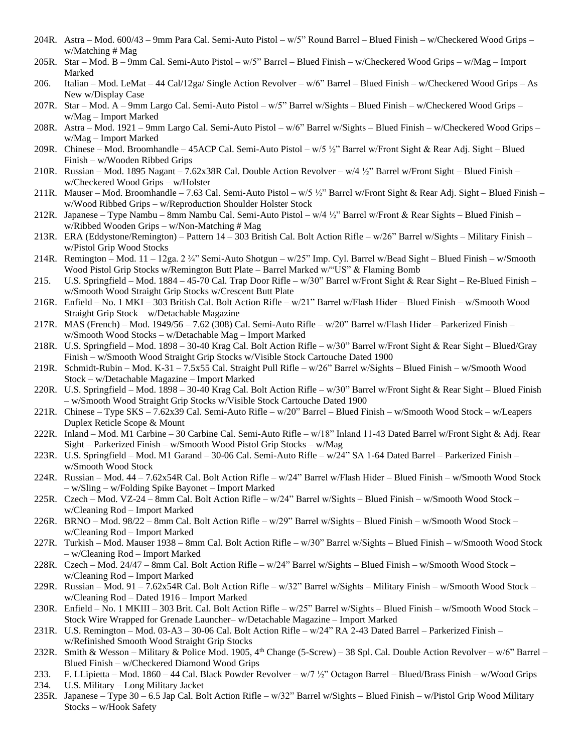204R. Astra – Mod. 600/43 – 9mm Para Cal. Semi-Auto Pistol – w/5" Round Barrel – Blued Finish – w/Checkered Wood Grips – w/Matching # Mag

205R. Star – Mod. B – 9mm Cal. Semi-Auto Pistol – w/5" Barrel – Blued Finish – w/Checkered Wood Grips – w/Mag – Import Marked

206. Italian – Mod. LeMat – 44 Cal/12ga/ Single Action Revolver – w/6" Barrel – Blued Finish – w/Checkered Wood Grips – As New w/Display Case

207R. Star – Mod. A – 9mm Largo Cal. Semi-Auto Pistol – w/5" Barrel w/Sights – Blued Finish – w/Checkered Wood Grips – w/Mag – Import Marked

208R. Astra – Mod. 1921 – 9mm Largo Cal. Semi-Auto Pistol – w/6" Barrel w/Sights – Blued Finish – w/Checkered Wood Grips – w/Mag – Import Marked

209R. Chinese – Mod. Broomhandle – 45ACP Cal. Semi-Auto Pistol – w/5 ½" Barrel w/Front Sight & Rear Adj. Sight – Blued Finish – w/Wooden Ribbed Grips

210R. Russian – Mod. 1895 Nagant – 7.62x38R Cal. Double Action Revolver – w/4 ½" Barrel w/Front Sight – Blued Finish – w/Checkered Wood Grips – w/Holster

211R. Mauser – Mod. Broomhandle – 7.63 Cal. Semi-Auto Pistol – w/5 ½" Barrel w/Front Sight & Rear Adj. Sight – Blued Finish – w/Wood Ribbed Grips – w/Reproduction Shoulder Holster Stock

212R. Japanese – Type Nambu – 8mm Nambu Cal. Semi-Auto Pistol – w/4 ½" Barrel w/Front & Rear Sights – Blued Finish – w/Ribbed Wooden Grips – w/Non-Matching # Mag

213R. ERA (Eddystone/Remington) – Pattern 14 – 303 British Cal. Bolt Action Rifle – w/26" Barrel w/Sights – Military Finish – w/Pistol Grip Wood Stocks

214R. Remington – Mod. 11 – 12ga. 2 ¾" Semi-Auto Shotgun – w/25" Imp. Cyl. Barrel w/Bead Sight – Blued Finish – w/Smooth Wood Pistol Grip Stocks w/Remington Butt Plate – Barrel Marked w/"US" & Flaming Bomb

215. U.S. Springfield – Mod. 1884 – 45-70 Cal. Trap Door Rifle – w/30" Barrel w/Front Sight & Rear Sight – Re-Blued Finish – w/Smooth Wood Straight Grip Stocks w/Crescent Butt Plate

216R. Enfield – No. 1 MKI – 303 British Cal. Bolt Action Rifle – w/21" Barrel w/Flash Hider – Blued Finish – w/Smooth Wood Straight Grip Stock – w/Detachable Magazine

217R. MAS (French) – Mod. 1949/56 – 7.62 (308) Cal. Semi-Auto Rifle – w/20" Barrel w/Flash Hider – Parkerized Finish – w/Smooth Wood Stocks – w/Detachable Mag – Import Marked

218R. U.S. Springfield – Mod. 1898 – 30-40 Krag Cal. Bolt Action Rifle – w/30" Barrel w/Front Sight & Rear Sight – Blued/Gray Finish – w/Smooth Wood Straight Grip Stocks w/Visible Stock Cartouche Dated 1900

219R. Schmidt-Rubin – Mod. K-31 – 7.5x55 Cal. Straight Pull Rifle – w/26" Barrel w/Sights – Blued Finish – w/Smooth Wood Stock – w/Detachable Magazine – Import Marked

220R. U.S. Springfield – Mod. 1898 – 30-40 Krag Cal. Bolt Action Rifle – w/30" Barrel w/Front Sight & Rear Sight – Blued Finish – w/Smooth Wood Straight Grip Stocks w/Visible Stock Cartouche Dated 1900

221R. Chinese – Type SKS – 7.62x39 Cal. Semi-Auto Rifle – w/20" Barrel – Blued Finish – w/Smooth Wood Stock – w/Leapers Duplex Reticle Scope & Mount

222R. Inland – Mod. M1 Carbine – 30 Carbine Cal. Semi-Auto Rifle – w/18" Inland 11-43 Dated Barrel w/Front Sight & Adj. Rear Sight – Parkerized Finish – w/Smooth Wood Pistol Grip Stocks – w/Mag

223R. U.S. Springfield – Mod. M1 Garand – 30-06 Cal. Semi-Auto Rifle – w/24" SA 1-64 Dated Barrel – Parkerized Finish – w/Smooth Wood Stock

224R. Russian – Mod. 44 – 7.62x54R Cal. Bolt Action Rifle – w/24" Barrel w/Flash Hider – Blued Finish – w/Smooth Wood Stock – w/Sling – w/Folding Spike Bayonet – Import Marked

225R. Czech – Mod. VZ-24 – 8mm Cal. Bolt Action Rifle – w/24" Barrel w/Sights – Blued Finish – w/Smooth Wood Stock – w/Cleaning Rod – Import Marked

226R. BRNO – Mod. 98/22 – 8mm Cal. Bolt Action Rifle – w/29" Barrel w/Sights – Blued Finish – w/Smooth Wood Stock – w/Cleaning Rod – Import Marked

227R. Turkish – Mod. Mauser 1938 – 8mm Cal. Bolt Action Rifle – w/30" Barrel w/Sights – Blued Finish – w/Smooth Wood Stock – w/Cleaning Rod – Import Marked

228R. Czech – Mod. 24/47 – 8mm Cal. Bolt Action Rifle – w/24" Barrel w/Sights – Blued Finish – w/Smooth Wood Stock – w/Cleaning Rod – Import Marked

229R. Russian – Mod. 91 – 7.62x54R Cal. Bolt Action Rifle – w/32" Barrel w/Sights – Military Finish – w/Smooth Wood Stock – w/Cleaning Rod – Dated 1916 – Import Marked

230R. Enfield – No. 1 MKIII – 303 Brit. Cal. Bolt Action Rifle – w/25" Barrel w/Sights – Blued Finish – w/Smooth Wood Stock – Stock Wire Wrapped for Grenade Launcher– w/Detachable Magazine – Import Marked

231R. U.S. Remington – Mod. 03-A3 – 30-06 Cal. Bolt Action Rifle – w/24" RA 2-43 Dated Barrel – Parkerized Finish – w/Refinished Smooth Wood Straight Grip Stocks

232R. Smith & Wesson – Military & Police Mod. 1905, 4th Change (5-Screw) – 38 Spl. Cal. Double Action Revolver – w/6" Barrel – Blued Finish – w/Checkered Diamond Wood Grips

233. F. LLipietta – Mod. 1860 – 44 Cal. Black Powder Revolver – w/7 ½" Octagon Barrel – Blued/Brass Finish – w/Wood Grips

234. U.S. Military – Long Military Jacket

235R. Japanese – Type 30 – 6.5 Jap Cal. Bolt Action Rifle – w/32" Barrel w/Sights – Blued Finish – w/Pistol Grip Wood Military Stocks – w/Hook Safety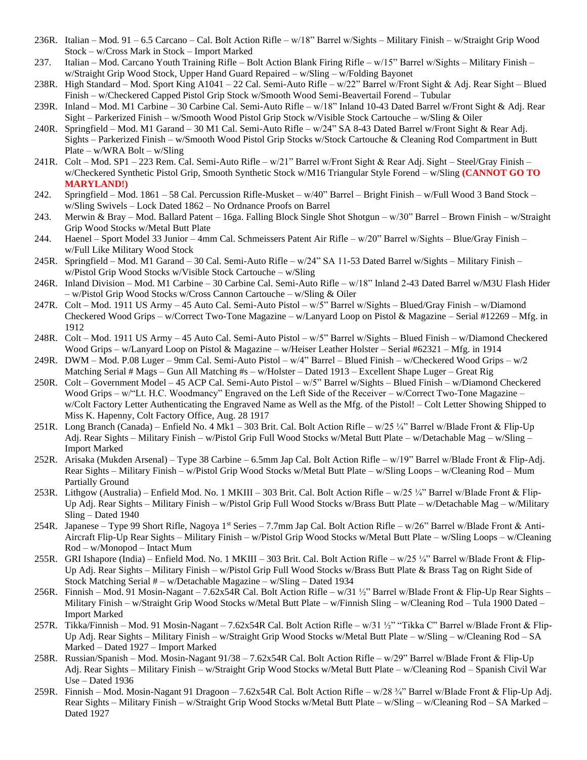236R. Italian – Mod. 91 – 6.5 Carcano – Cal. Bolt Action Rifle – w/18" Barrel w/Sights – Military Finish – w/Straight Grip Wood Stock – w/Cross Mark in Stock – Import Marked

237. Italian – Mod. Carcano Youth Training Rifle – Bolt Action Blank Firing Rifle – w/15" Barrel w/Sights – Military Finish – w/Straight Grip Wood Stock, Upper Hand Guard Repaired – w/Sling – w/Folding Bayonet

238R. High Standard – Mod. Sport King A1041 – 22 Cal. Semi-Auto Rifle – w/22" Barrel w/Front Sight & Adj. Rear Sight – Blued Finish – w/Checkered Capped Pistol Grip Stock w/Smooth Wood Semi-Beavertail Forend – Tubular

239R. Inland – Mod. M1 Carbine – 30 Carbine Cal. Semi-Auto Rifle – w/18" Inland 10-43 Dated Barrel w/Front Sight & Adj. Rear Sight – Parkerized Finish – w/Smooth Wood Pistol Grip Stock w/Visible Stock Cartouche – w/Sling & Oiler

240R. Springfield – Mod. M1 Garand – 30 M1 Cal. Semi-Auto Rifle – w/24" SA 8-43 Dated Barrel w/Front Sight & Rear Adj. Sights – Parkerized Finish – w/Smooth Wood Pistol Grip Stocks w/Stock Cartouche & Cleaning Rod Compartment in Butt Plate – w/WRA Bolt – w/Sling

241R. Colt – Mod. SP1 – 223 Rem. Cal. Semi-Auto Rifle – w/21" Barrel w/Front Sight & Rear Adj. Sight – Steel/Gray Finish – w/Checkered Synthetic Pistol Grip, Smooth Synthetic Stock w/M16 Triangular Style Forend – w/Sling **(CANNOT GO TO MARYLAND!)**

242. Springfield – Mod. 1861 – 58 Cal. Percussion Rifle-Musket – w/40" Barrel – Bright Finish – w/Full Wood 3 Band Stock – w/Sling Swivels – Lock Dated 1862 – No Ordnance Proofs on Barrel

243. Merwin & Bray – Mod. Ballard Patent – 16ga. Falling Block Single Shot Shotgun – w/30" Barrel – Brown Finish – w/Straight Grip Wood Stocks w/Metal Butt Plate

244. Haenel – Sport Model 33 Junior – 4mm Cal. Schmeissers Patent Air Rifle – w/20" Barrel w/Sights – Blue/Gray Finish – w/Full Like Military Wood Stock

245R. Springfield – Mod. M1 Garand – 30 Cal. Semi-Auto Rifle – w/24" SA 11-53 Dated Barrel w/Sights – Military Finish – w/Pistol Grip Wood Stocks w/Visible Stock Cartouche – w/Sling

246R. Inland Division – Mod. M1 Carbine – 30 Carbine Cal. Semi-Auto Rifle – w/18" Inland 2-43 Dated Barrel w/M3U Flash Hider – w/Pistol Grip Wood Stocks w/Cross Cannon Cartouche – w/Sling & Oiler

247R. Colt – Mod. 1911 US Army – 45 Auto Cal. Semi-Auto Pistol – w/5" Barrel w/Sights – Blued/Gray Finish – w/Diamond Checkered Wood Grips – w/Correct Two-Tone Magazine – w/Lanyard Loop on Pistol & Magazine – Serial #12269 – Mfg. in 1912

248R. Colt – Mod. 1911 US Army – 45 Auto Cal. Semi-Auto Pistol – w/5" Barrel w/Sights – Blued Finish – w/Diamond Checkered Wood Grips – w/Lanyard Loop on Pistol & Magazine – w/Heiser Leather Holster – Serial #62321 – Mfg. in 1914

249R. DWM – Mod. P.08 Luger – 9mm Cal. Semi-Auto Pistol – w/4" Barrel – Blued Finish – w/Checkered Wood Grips – w/2 Matching Serial # Mags – Gun All Matching #s – w/Holster – Dated 1913 – Excellent Shape Luger – Great Rig

250R. Colt – Government Model – 45 ACP Cal. Semi-Auto Pistol – w/5" Barrel w/Sights – Blued Finish – w/Diamond Checkered Wood Grips – w/"Lt. H.C. Woodmancy" Engraved on the Left Side of the Receiver – w/Correct Two-Tone Magazine – w/Colt Factory Letter Authenticating the Engraved Name as Well as the Mfg. of the Pistol! – Colt Letter Showing Shipped to Miss K. Hapenny, Colt Factory Office, Aug. 28 1917

251R. Long Branch (Canada) – Enfield No. 4 Mk1 – 303 Brit. Cal. Bolt Action Rifle – w/25 ¼" Barrel w/Blade Front & Flip-Up Adj. Rear Sights – Military Finish – w/Pistol Grip Full Wood Stocks w/Metal Butt Plate – w/Detachable Mag – w/Sling – Import Marked

252R. Arisaka (Mukden Arsenal) – Type 38 Carbine – 6.5mm Jap Cal. Bolt Action Rifle – w/19" Barrel w/Blade Front & Flip-Adj. Rear Sights – Military Finish – w/Pistol Grip Wood Stocks w/Metal Butt Plate – w/Sling Loops – w/Cleaning Rod – Mum Partially Ground

253R. Lithgow (Australia) – Enfield Mod. No. 1 MKIII – 303 Brit. Cal. Bolt Action Rifle – w/25 ¼" Barrel w/Blade Front & Flip-Up Adj. Rear Sights – Military Finish – w/Pistol Grip Full Wood Stocks w/Brass Butt Plate – w/Detachable Mag – w/Military Sling – Dated 1940

254R. Japanese – Type 99 Short Rifle, Nagoya 1st Series – 7.7mm Jap Cal. Bolt Action Rifle – w/26" Barrel w/Blade Front & Anti-Aircraft Flip-Up Rear Sights – Military Finish – w/Pistol Grip Wood Stocks w/Metal Butt Plate – w/Sling Loops – w/Cleaning Rod – w/Monopod – Intact Mum

255R. GRI Ishapore (India) – Enfield Mod. No. 1 MKIII – 303 Brit. Cal. Bolt Action Rifle – w/25 ¼" Barrel w/Blade Front & Flip-Up Adj. Rear Sights – Military Finish – w/Pistol Grip Full Wood Stocks w/Brass Butt Plate & Brass Tag on Right Side of Stock Matching Serial # – w/Detachable Magazine – w/Sling – Dated 1934

256R. Finnish – Mod. 91 Mosin-Nagant – 7.62x54R Cal. Bolt Action Rifle – w/31 ½" Barrel w/Blade Front & Flip-Up Rear Sights – Military Finish – w/Straight Grip Wood Stocks w/Metal Butt Plate – w/Finnish Sling – w/Cleaning Rod – Tula 1900 Dated – Import Marked

257R. Tikka/Finnish – Mod. 91 Mosin-Nagant – 7.62x54R Cal. Bolt Action Rifle – w/31 ½" "Tikka C" Barrel w/Blade Front & Flip-Up Adj. Rear Sights – Military Finish – w/Straight Grip Wood Stocks w/Metal Butt Plate – w/Sling – w/Cleaning Rod – SA Marked – Dated 1927 – Import Marked

258R. Russian/Spanish – Mod. Mosin-Nagant 91/38 – 7.62x54R Cal. Bolt Action Rifle – w/29" Barrel w/Blade Front & Flip-Up Adj. Rear Sights – Military Finish – w/Straight Grip Wood Stocks w/Metal Butt Plate – w/Cleaning Rod – Spanish Civil War Use – Dated 1936

259R. Finnish – Mod. Mosin-Nagant 91 Dragoon – 7.62x54R Cal. Bolt Action Rifle – w/28 ¾" Barrel w/Blade Front & Flip-Up Adj. Rear Sights – Military Finish – w/Straight Grip Wood Stocks w/Metal Butt Plate – w/Sling – w/Cleaning Rod – SA Marked – Dated 1927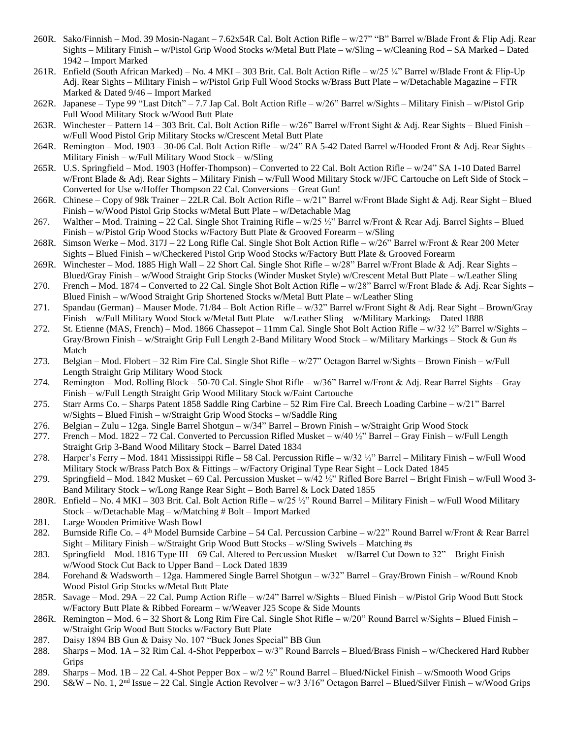260R. Sako/Finnish – Mod. 39 Mosin-Nagant – 7.62x54R Cal. Bolt Action Rifle – w/27" "B" Barrel w/Blade Front & Flip Adj. Rear Sights – Military Finish – w/Pistol Grip Wood Stocks w/Metal Butt Plate – w/Sling – w/Cleaning Rod – SA Marked – Dated 1942 – Import Marked

261R. Enfield (South African Marked) – No. 4 MKI – 303 Brit. Cal. Bolt Action Rifle – w/25 ¼" Barrel w/Blade Front & Flip-Up Adj. Rear Sights – Military Finish – w/Pistol Grip Full Wood Stocks w/Brass Butt Plate – w/Detachable Magazine – FTR Marked & Dated 9/46 – Import Marked

262R. Japanese – Type 99 "Last Ditch" – 7.7 Jap Cal. Bolt Action Rifle – w/26" Barrel w/Sights – Military Finish – w/Pistol Grip Full Wood Military Stock w/Wood Butt Plate

263R. Winchester – Pattern 14 – 303 Brit. Cal. Bolt Action Rifle – w/26" Barrel w/Front Sight & Adj. Rear Sights – Blued Finish – w/Full Wood Pistol Grip Military Stocks w/Crescent Metal Butt Plate

264R. Remington – Mod. 1903 – 30-06 Cal. Bolt Action Rifle – w/24" RA 5-42 Dated Barrel w/Hooded Front & Adj. Rear Sights – Military Finish – w/Full Military Wood Stock – w/Sling

265R. U.S. Springfield – Mod. 1903 (Hoffer-Thompson) – Converted to 22 Cal. Bolt Action Rifle – w/24" SA 1-10 Dated Barrel w/Front Blade & Adj. Rear Sights – Military Finish – w/Full Wood Military Stock w/JFC Cartouche on Left Side of Stock – Converted for Use w/Hoffer Thompson 22 Cal. Conversions – Great Gun!

266R. Chinese – Copy of 98k Trainer – 22LR Cal. Bolt Action Rifle – w/21" Barrel w/Front Blade Sight & Adj. Rear Sight – Blued Finish – w/Wood Pistol Grip Stocks w/Metal Butt Plate – w/Detachable Mag

267. Walther – Mod. Training – 22 Cal. Single Shot Training Rifle – w/25 ½" Barrel w/Front & Rear Adj. Barrel Sights – Blued Finish – w/Pistol Grip Wood Stocks w/Factory Butt Plate & Grooved Forearm – w/Sling

268R. Simson Werke – Mod. 317J – 22 Long Rifle Cal. Single Shot Bolt Action Rifle – w/26" Barrel w/Front & Rear 200 Meter Sights – Blued Finish – w/Checkered Pistol Grip Wood Stocks w/Factory Butt Plate & Grooved Forearm

269R. Winchester – Mod. 1885 High Wall – 22 Short Cal. Single Shot Rifle – w/28" Barrel w/Front Blade & Adj. Rear Sights – Blued/Gray Finish – w/Wood Straight Grip Stocks (Winder Musket Style) w/Crescent Metal Butt Plate – w/Leather Sling

270. French – Mod. 1874 – Converted to 22 Cal. Single Shot Bolt Action Rifle – w/28" Barrel w/Front Blade & Adj. Rear Sights – Blued Finish – w/Wood Straight Grip Shortened Stocks w/Metal Butt Plate – w/Leather Sling

271. Spandau (German) – Mauser Mode. 71/84 – Bolt Action Rifle – w/32" Barrel w/Front Sight & Adj. Rear Sight – Brown/Gray Finish – w/Full Military Wood Stock w/Metal Butt Plate – w/Leather Sling – w/Military Markings – Dated 1888

272. St. Etienne (MAS, French) – Mod. 1866 Chassepot – 11mm Cal. Single Shot Bolt Action Rifle – w/32 ½" Barrel w/Sights – Gray/Brown Finish – w/Straight Grip Full Length 2-Band Military Wood Stock – w/Military Markings – Stock & Gun #s Match

273. Belgian – Mod. Flobert – 32 Rim Fire Cal. Single Shot Rifle – w/27" Octagon Barrel w/Sights – Brown Finish – w/Full Length Straight Grip Military Wood Stock

274. Remington – Mod. Rolling Block – 50-70 Cal. Single Shot Rifle – w/36" Barrel w/Front & Adj. Rear Barrel Sights – Gray Finish – w/Full Length Straight Grip Wood Military Stock w/Faint Cartouche

275. Starr Arms Co. – Sharps Patent 1858 Saddle Ring Carbine – 52 Rim Fire Cal. Breech Loading Carbine – w/21" Barrel w/Sights – Blued Finish – w/Straight Grip Wood Stocks – w/Saddle Ring

276. Belgian – Zulu – 12ga. Single Barrel Shotgun – w/34" Barrel – Brown Finish – w/Straight Grip Wood Stock

277. French – Mod. 1822 – 72 Cal. Converted to Percussion Rifled Musket – w/40 ½" Barrel – Gray Finish – w/Full Length Straight Grip 3-Band Wood Military Stock – Barrel Dated 1834

278. Harper's Ferry – Mod. 1841 Mississippi Rifle – 58 Cal. Percussion Rifle – w/32 ½" Barrel – Military Finish – w/Full Wood Military Stock w/Brass Patch Box & Fittings – w/Factory Original Type Rear Sight – Lock Dated 1845

279. Springfield – Mod. 1842 Musket – 69 Cal. Percussion Musket – w/42 ½" Rifled Bore Barrel – Bright Finish – w/Full Wood 3-Band Military Stock – w/Long Range Rear Sight – Both Barrel & Lock Dated 1855

280R. Enfield – No. 4 MKI – 303 Brit. Cal. Bolt Action Rifle – w/25 ½" Round Barrel – Military Finish – w/Full Wood Military Stock – w/Detachable Mag – w/Matching # Bolt – Import Marked

281. Large Wooden Primitive Wash Bowl

282. Burnside Rifle Co. – 4th Model Burnside Carbine – 54 Cal. Percussion Carbine – w/22" Round Barrel w/Front & Rear Barrel Sight – Military Finish – w/Straight Grip Wood Butt Stocks – w/Sling Swivels – Matching #s

283. Springfield – Mod. 1816 Type III – 69 Cal. Altered to Percussion Musket – w/Barrel Cut Down to 32" – Bright Finish – w/Wood Stock Cut Back to Upper Band – Lock Dated 1839

284. Forehand & Wadsworth – 12ga. Hammered Single Barrel Shotgun – w/32" Barrel – Gray/Brown Finish – w/Round Knob Wood Pistol Grip Stocks w/Metal Butt Plate

285R. Savage – Mod. 29A – 22 Cal. Pump Action Rifle – w/24" Barrel w/Sights – Blued Finish – w/Pistol Grip Wood Butt Stock w/Factory Butt Plate & Ribbed Forearm – w/Weaver J25 Scope & Side Mounts

286R. Remington – Mod. 6 – 32 Short & Long Rim Fire Cal. Single Shot Rifle – w/20" Round Barrel w/Sights – Blued Finish – w/Straight Grip Wood Butt Stocks w/Factory Butt Plate

287. Daisy 1894 BB Gun & Daisy No. 107 "Buck Jones Special" BB Gun

288. Sharps – Mod. 1A – 32 Rim Cal. 4-Shot Pepperbox – w/3" Round Barrels – Blued/Brass Finish – w/Checkered Hard Rubber Grips

289. Sharps – Mod. 1B – 22 Cal. 4-Shot Pepper Box – w/2 ½" Round Barrel – Blued/Nickel Finish – w/Smooth Wood Grips

290. S&W – No. 1, 2nd Issue – 22 Cal. Single Action Revolver – w/3 3/16" Octagon Barrel – Blued/Silver Finish – w/Wood Grips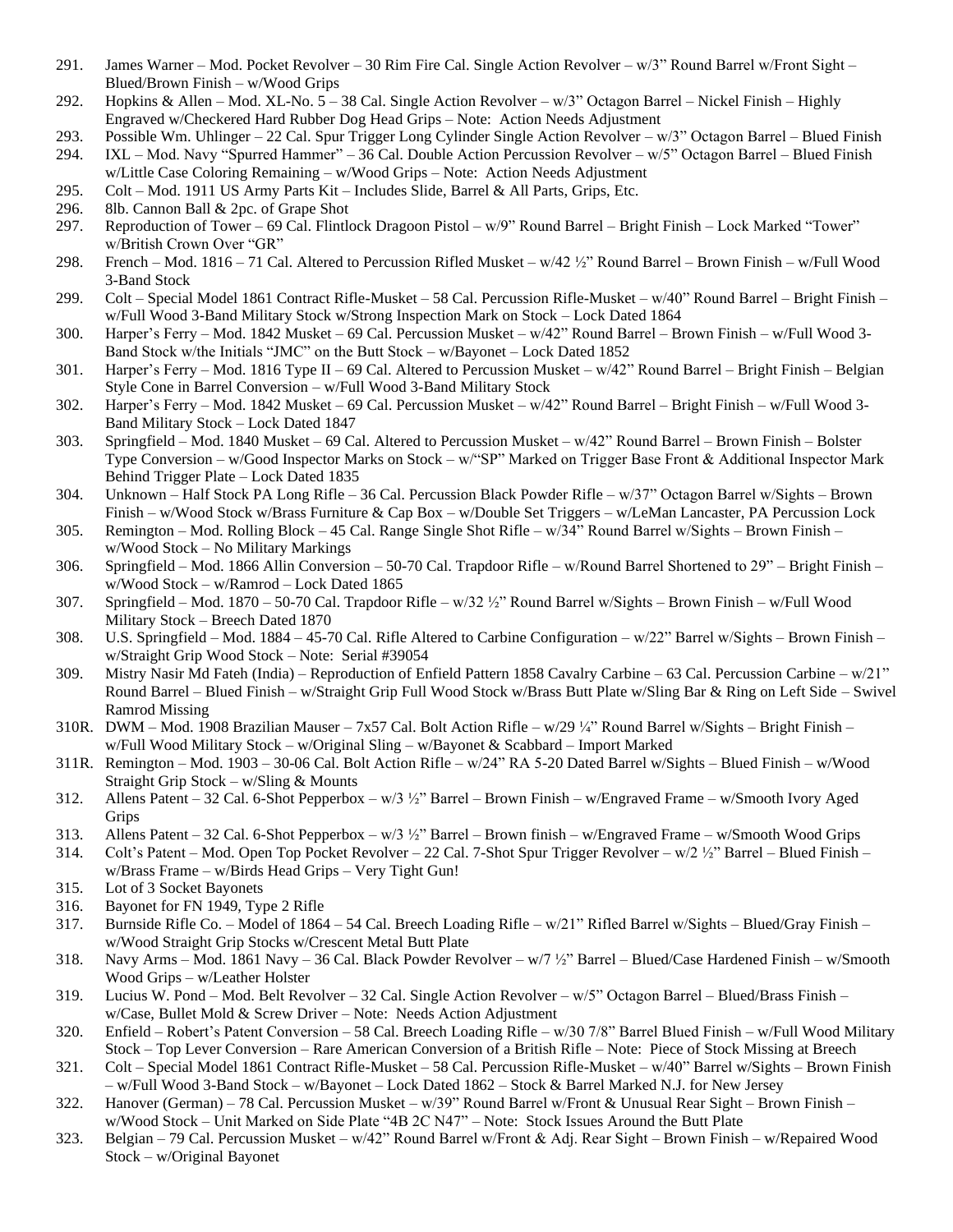291. James Warner – Mod. Pocket Revolver – 30 Rim Fire Cal. Single Action Revolver – w/3" Round Barrel w/Front Sight – Blued/Brown Finish – w/Wood Grips
292. Hopkins & Allen – Mod. XL-No. 5 – 38 Cal. Single Action Revolver – w/3" Octagon Barrel – Nickel Finish – Highly Engraved w/Checkered Hard Rubber Dog Head Grips – Note: Action Needs Adjustment
293. Possible Wm. Uhlinger – 22 Cal. Spur Trigger Long Cylinder Single Action Revolver – w/3" Octagon Barrel – Blued Finish
294. IXL – Mod. Navy "Spurred Hammer" – 36 Cal. Double Action Percussion Revolver – w/5" Octagon Barrel – Blued Finish w/Little Case Coloring Remaining – w/Wood Grips – Note: Action Needs Adjustment
295. Colt – Mod. 1911 US Army Parts Kit – Includes Slide, Barrel & All Parts, Grips, Etc.
296. 8lb. Cannon Ball & 2pc. of Grape Shot
297. Reproduction of Tower – 69 Cal. Flintlock Dragoon Pistol – w/9" Round Barrel – Bright Finish – Lock Marked "Tower" w/British Crown Over "GR"
298. French – Mod. 1816 – 71 Cal. Altered to Percussion Rifled Musket – w/42 ½" Round Barrel – Brown Finish – w/Full Wood 3-Band Stock
299. Colt – Special Model 1861 Contract Rifle-Musket – 58 Cal. Percussion Rifle-Musket – w/40" Round Barrel – Bright Finish – w/Full Wood 3-Band Military Stock w/Strong Inspection Mark on Stock – Lock Dated 1864
300. Harper's Ferry – Mod. 1842 Musket – 69 Cal. Percussion Musket – w/42" Round Barrel – Brown Finish – w/Full Wood 3-Band Stock w/the Initials "JMC" on the Butt Stock – w/Bayonet – Lock Dated 1852
301. Harper's Ferry – Mod. 1816 Type II – 69 Cal. Altered to Percussion Musket – w/42" Round Barrel – Bright Finish – Belgian Style Cone in Barrel Conversion – w/Full Wood 3-Band Military Stock
302. Harper's Ferry – Mod. 1842 Musket – 69 Cal. Percussion Musket – w/42" Round Barrel – Bright Finish – w/Full Wood 3-Band Military Stock – Lock Dated 1847
303. Springfield – Mod. 1840 Musket – 69 Cal. Altered to Percussion Musket – w/42" Round Barrel – Brown Finish – Bolster Type Conversion – w/Good Inspector Marks on Stock – w/"SP" Marked on Trigger Base Front & Additional Inspector Mark Behind Trigger Plate – Lock Dated 1835
304. Unknown – Half Stock PA Long Rifle – 36 Cal. Percussion Black Powder Rifle – w/37" Octagon Barrel w/Sights – Brown Finish – w/Wood Stock w/Brass Furniture & Cap Box – w/Double Set Triggers – w/LeMan Lancaster, PA Percussion Lock
305. Remington – Mod. Rolling Block – 45 Cal. Range Single Shot Rifle – w/34" Round Barrel w/Sights – Brown Finish – w/Wood Stock – No Military Markings
306. Springfield – Mod. 1866 Allin Conversion – 50-70 Cal. Trapdoor Rifle – w/Round Barrel Shortened to 29" – Bright Finish – w/Wood Stock – w/Ramrod – Lock Dated 1865
307. Springfield – Mod. 1870 – 50-70 Cal. Trapdoor Rifle – w/32 ½" Round Barrel w/Sights – Brown Finish – w/Full Wood Military Stock – Breech Dated 1870
308. U.S. Springfield – Mod. 1884 – 45-70 Cal. Rifle Altered to Carbine Configuration – w/22" Barrel w/Sights – Brown Finish – w/Straight Grip Wood Stock – Note: Serial #39054
309. Mistry Nasir Md Fateh (India) – Reproduction of Enfield Pattern 1858 Cavalry Carbine – 63 Cal. Percussion Carbine – w/21" Round Barrel – Blued Finish – w/Straight Grip Full Wood Stock w/Brass Butt Plate w/Sling Bar & Ring on Left Side – Swivel Ramrod Missing
310R. DWM – Mod. 1908 Brazilian Mauser – 7x57 Cal. Bolt Action Rifle – w/29 ¼" Round Barrel w/Sights – Bright Finish – w/Full Wood Military Stock – w/Original Sling – w/Bayonet & Scabbard – Import Marked
311R. Remington – Mod. 1903 – 30-06 Cal. Bolt Action Rifle – w/24" RA 5-20 Dated Barrel w/Sights – Blued Finish – w/Wood Straight Grip Stock – w/Sling & Mounts
312. Allens Patent – 32 Cal. 6-Shot Pepperbox – w/3 ½" Barrel – Brown Finish – w/Engraved Frame – w/Smooth Ivory Aged Grips
313. Allens Patent – 32 Cal. 6-Shot Pepperbox – w/3 ½" Barrel – Brown finish – w/Engraved Frame – w/Smooth Wood Grips
314. Colt's Patent – Mod. Open Top Pocket Revolver – 22 Cal. 7-Shot Spur Trigger Revolver – w/2 ½" Barrel – Blued Finish – w/Brass Frame – w/Birds Head Grips – Very Tight Gun!
315. Lot of 3 Socket Bayonets
316. Bayonet for FN 1949, Type 2 Rifle
317. Burnside Rifle Co. – Model of 1864 – 54 Cal. Breech Loading Rifle – w/21" Rifled Barrel w/Sights – Blued/Gray Finish – w/Wood Straight Grip Stocks w/Crescent Metal Butt Plate
318. Navy Arms – Mod. 1861 Navy – 36 Cal. Black Powder Revolver – w/7 ½" Barrel – Blued/Case Hardened Finish – w/Smooth Wood Grips – w/Leather Holster
319. Lucius W. Pond – Mod. Belt Revolver – 32 Cal. Single Action Revolver – w/5" Octagon Barrel – Blued/Brass Finish – w/Case, Bullet Mold & Screw Driver – Note: Needs Action Adjustment
320. Enfield – Robert's Patent Conversion – 58 Cal. Breech Loading Rifle – w/30 7/8" Barrel Blued Finish – w/Full Wood Military Stock – Top Lever Conversion – Rare American Conversion of a British Rifle – Note: Piece of Stock Missing at Breech
321. Colt – Special Model 1861 Contract Rifle-Musket – 58 Cal. Percussion Rifle-Musket – w/40" Barrel w/Sights – Brown Finish – w/Full Wood 3-Band Stock – w/Bayonet – Lock Dated 1862 – Stock & Barrel Marked N.J. for New Jersey
322. Hanover (German) – 78 Cal. Percussion Musket – w/39" Round Barrel w/Front & Unusual Rear Sight – Brown Finish – w/Wood Stock – Unit Marked on Side Plate "4B 2C N47" – Note: Stock Issues Around the Butt Plate
323. Belgian – 79 Cal. Percussion Musket – w/42" Round Barrel w/Front & Adj. Rear Sight – Brown Finish – w/Repaired Wood Stock – w/Original Bayonet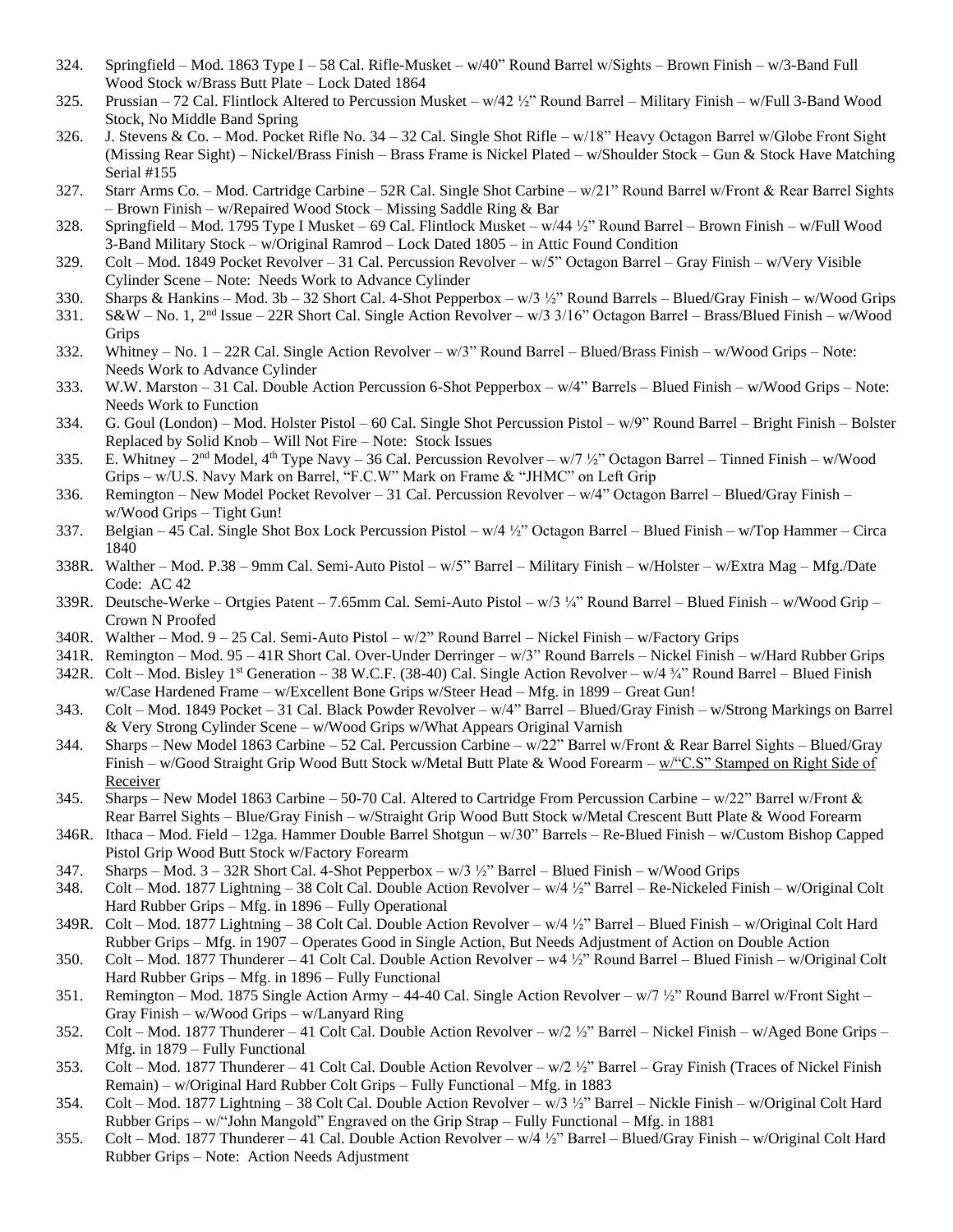324. Springfield – Mod. 1863 Type I – 58 Cal. Rifle-Musket – w/40" Round Barrel w/Sights – Brown Finish – w/3-Band Full Wood Stock w/Brass Butt Plate – Lock Dated 1864

325. Prussian – 72 Cal. Flintlock Altered to Percussion Musket – w/42 ½" Round Barrel – Military Finish – w/Full 3-Band Wood Stock, No Middle Band Spring

326. J. Stevens & Co. – Mod. Pocket Rifle No. 34 – 32 Cal. Single Shot Rifle – w/18" Heavy Octagon Barrel w/Globe Front Sight (Missing Rear Sight) – Nickel/Brass Finish – Brass Frame is Nickel Plated – w/Shoulder Stock – Gun & Stock Have Matching Serial #155

327. Starr Arms Co. – Mod. Cartridge Carbine – 52R Cal. Single Shot Carbine – w/21" Round Barrel w/Front & Rear Barrel Sights – Brown Finish – w/Repaired Wood Stock – Missing Saddle Ring & Bar

328. Springfield – Mod. 1795 Type I Musket – 69 Cal. Flintlock Musket – w/44 ½" Round Barrel – Brown Finish – w/Full Wood 3-Band Military Stock – w/Original Ramrod – Lock Dated 1805 – in Attic Found Condition

329. Colt – Mod. 1849 Pocket Revolver – 31 Cal. Percussion Revolver – w/5" Octagon Barrel – Gray Finish – w/Very Visible Cylinder Scene – Note: Needs Work to Advance Cylinder

330. Sharps & Hankins – Mod. 3b – 32 Short Cal. 4-Shot Pepperbox – w/3 ½" Round Barrels – Blued/Gray Finish – w/Wood Grips

331. S&W – No. 1, 2nd Issue – 22R Short Cal. Single Action Revolver – w/3 3/16" Octagon Barrel – Brass/Blued Finish – w/Wood Grips

332. Whitney – No. 1 – 22R Cal. Single Action Revolver – w/3" Round Barrel – Blued/Brass Finish – w/Wood Grips – Note: Needs Work to Advance Cylinder

333. W.W. Marston – 31 Cal. Double Action Percussion 6-Shot Pepperbox – w/4" Barrels – Blued Finish – w/Wood Grips – Note: Needs Work to Function

334. G. Goul (London) – Mod. Holster Pistol – 60 Cal. Single Shot Percussion Pistol – w/9" Round Barrel – Bright Finish – Bolster Replaced by Solid Knob – Will Not Fire – Note: Stock Issues

335. E. Whitney – 2nd Model, 4th Type Navy – 36 Cal. Percussion Revolver – w/7 ½" Octagon Barrel – Tinned Finish – w/Wood Grips – w/U.S. Navy Mark on Barrel, "F.C.W" Mark on Frame & "JHMC" on Left Grip

336. Remington – New Model Pocket Revolver – 31 Cal. Percussion Revolver – w/4" Octagon Barrel – Blued/Gray Finish – w/Wood Grips – Tight Gun!

337. Belgian – 45 Cal. Single Shot Box Lock Percussion Pistol – w/4 ½" Octagon Barrel – Blued Finish – w/Top Hammer – Circa 1840

338R. Walther – Mod. P.38 – 9mm Cal. Semi-Auto Pistol – w/5" Barrel – Military Finish – w/Holster – w/Extra Mag – Mfg./Date Code: AC 42

339R. Deutsche-Werke – Ortgies Patent – 7.65mm Cal. Semi-Auto Pistol – w/3 ¼" Round Barrel – Blued Finish – w/Wood Grip – Crown N Proofed

340R. Walther – Mod. 9 – 25 Cal. Semi-Auto Pistol – w/2" Round Barrel – Nickel Finish – w/Factory Grips

341R. Remington – Mod. 95 – 41R Short Cal. Over-Under Derringer – w/3" Round Barrels – Nickel Finish – w/Hard Rubber Grips

342R. Colt – Mod. Bisley 1st Generation – 38 W.C.F. (38-40) Cal. Single Action Revolver – w/4 ¾" Round Barrel – Blued Finish w/Case Hardened Frame – w/Excellent Bone Grips w/Steer Head – Mfg. in 1899 – Great Gun!

343. Colt – Mod. 1849 Pocket – 31 Cal. Black Powder Revolver – w/4" Barrel – Blued/Gray Finish – w/Strong Markings on Barrel & Very Strong Cylinder Scene – w/Wood Grips w/What Appears Original Varnish

344. Sharps – New Model 1863 Carbine – 52 Cal. Percussion Carbine – w/22" Barrel w/Front & Rear Barrel Sights – Blued/Gray Finish – w/Good Straight Grip Wood Butt Stock w/Metal Butt Plate & Wood Forearm – <u>w/"C.S" Stamped on Right Side of Receiver</u>

345. Sharps – New Model 1863 Carbine – 50-70 Cal. Altered to Cartridge From Percussion Carbine – w/22" Barrel w/Front & Rear Barrel Sights – Blue/Gray Finish – w/Straight Grip Wood Butt Stock w/Metal Crescent Butt Plate & Wood Forearm

346R. Ithaca – Mod. Field – 12ga. Hammer Double Barrel Shotgun – w/30" Barrels – Re-Blued Finish – w/Custom Bishop Capped Pistol Grip Wood Butt Stock w/Factory Forearm

347. Sharps – Mod. 3 – 32R Short Cal. 4-Shot Pepperbox – w/3 ½" Barrel – Blued Finish – w/Wood Grips

348. Colt – Mod. 1877 Lightning – 38 Colt Cal. Double Action Revolver – w/4 ½" Barrel – Re-Nickeled Finish – w/Original Colt Hard Rubber Grips – Mfg. in 1896 – Fully Operational

349R. Colt – Mod. 1877 Lightning – 38 Colt Cal. Double Action Revolver – w/4 ½" Barrel – Blued Finish – w/Original Colt Hard Rubber Grips – Mfg. in 1907 – Operates Good in Single Action, But Needs Adjustment of Action on Double Action

350. Colt – Mod. 1877 Thunderer – 41 Colt Cal. Double Action Revolver – w4 ½" Round Barrel – Blued Finish – w/Original Colt Hard Rubber Grips – Mfg. in 1896 – Fully Functional

351. Remington – Mod. 1875 Single Action Army – 44-40 Cal. Single Action Revolver – w/7 ½" Round Barrel w/Front Sight – Gray Finish – w/Wood Grips – w/Lanyard Ring

352. Colt – Mod. 1877 Thunderer – 41 Colt Cal. Double Action Revolver – w/2 ½" Barrel – Nickel Finish – w/Aged Bone Grips – Mfg. in 1879 – Fully Functional

353. Colt – Mod. 1877 Thunderer – 41 Colt Cal. Double Action Revolver – w/2 ½" Barrel – Gray Finish (Traces of Nickel Finish Remain) – w/Original Hard Rubber Colt Grips – Fully Functional – Mfg. in 1883

354. Colt – Mod. 1877 Lightning – 38 Colt Cal. Double Action Revolver – w/3 ½" Barrel – Nickle Finish – w/Original Colt Hard Rubber Grips – w/"John Mangold" Engraved on the Grip Strap – Fully Functional – Mfg. in 1881

355. Colt – Mod. 1877 Thunderer – 41 Cal. Double Action Revolver – w/4 ½" Barrel – Blued/Gray Finish – w/Original Colt Hard Rubber Grips – Note: Action Needs Adjustment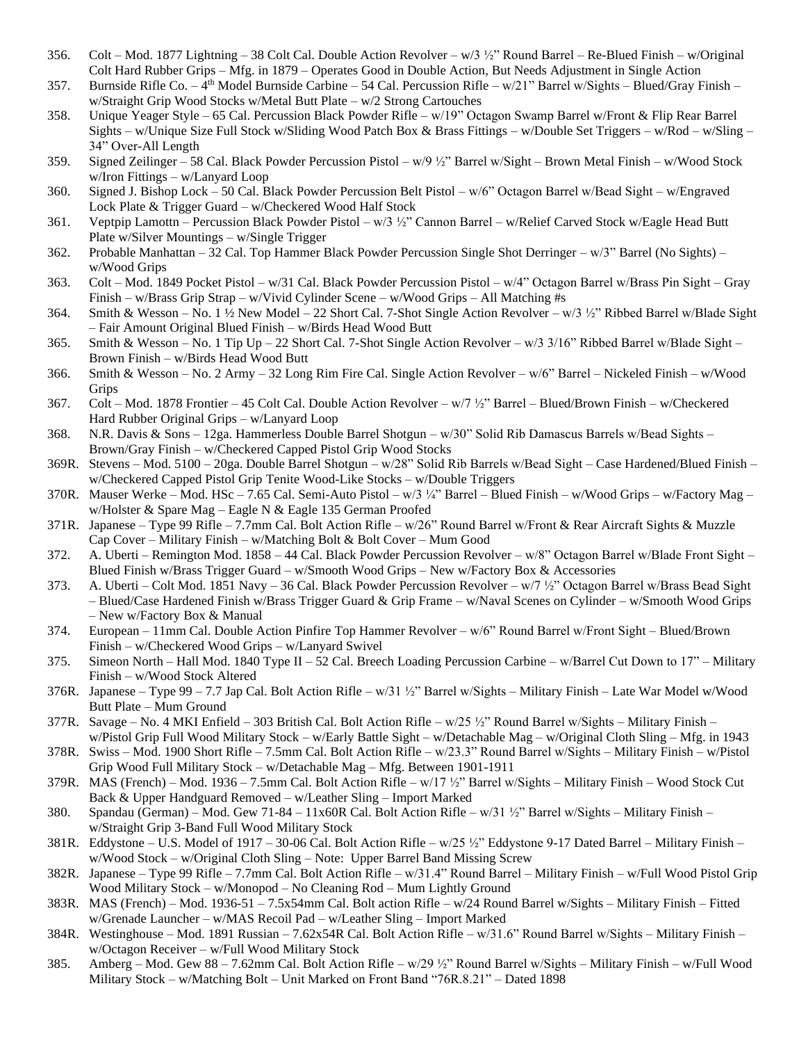356. Colt – Mod. 1877 Lightning – 38 Colt Cal. Double Action Revolver – w/3 ½" Round Barrel – Re-Blued Finish – w/Original Colt Hard Rubber Grips – Mfg. in 1879 – Operates Good in Double Action, But Needs Adjustment in Single Action

357. Burnside Rifle Co. – 4th Model Burnside Carbine – 54 Cal. Percussion Rifle – w/21" Barrel w/Sights – Blued/Gray Finish – w/Straight Grip Wood Stocks w/Metal Butt Plate – w/2 Strong Cartouches

358. Unique Yeager Style – 65 Cal. Percussion Black Powder Rifle – w/19" Octagon Swamp Barrel w/Front & Flip Rear Barrel Sights – w/Unique Size Full Stock w/Sliding Wood Patch Box & Brass Fittings – w/Double Set Triggers – w/Rod – w/Sling – 34" Over-All Length

359. Signed Zeilinger – 58 Cal. Black Powder Percussion Pistol – w/9 ½" Barrel w/Sight – Brown Metal Finish – w/Wood Stock w/Iron Fittings – w/Lanyard Loop

360. Signed J. Bishop Lock – 50 Cal. Black Powder Percussion Belt Pistol – w/6" Octagon Barrel w/Bead Sight – w/Engraved Lock Plate & Trigger Guard – w/Checkered Wood Half Stock

361. Veptpip Lamottn – Percussion Black Powder Pistol – w/3 ½" Cannon Barrel – w/Relief Carved Stock w/Eagle Head Butt Plate w/Silver Mountings – w/Single Trigger

362. Probable Manhattan – 32 Cal. Top Hammer Black Powder Percussion Single Shot Derringer – w/3" Barrel (No Sights) – w/Wood Grips

363. Colt – Mod. 1849 Pocket Pistol – w/31 Cal. Black Powder Percussion Pistol – w/4" Octagon Barrel w/Brass Pin Sight – Gray Finish – w/Brass Grip Strap – w/Vivid Cylinder Scene – w/Wood Grips – All Matching #s

364. Smith & Wesson – No. 1 ½ New Model – 22 Short Cal. 7-Shot Single Action Revolver – w/3 ½" Ribbed Barrel w/Blade Sight – Fair Amount Original Blued Finish – w/Birds Head Wood Butt

365. Smith & Wesson – No. 1 Tip Up – 22 Short Cal. 7-Shot Single Action Revolver – w/3 3/16" Ribbed Barrel w/Blade Sight – Brown Finish – w/Birds Head Wood Butt

366. Smith & Wesson – No. 2 Army – 32 Long Rim Fire Cal. Single Action Revolver – w/6" Barrel – Nickeled Finish – w/Wood Grips

367. Colt – Mod. 1878 Frontier – 45 Colt Cal. Double Action Revolver – w/7 ½" Barrel – Blued/Brown Finish – w/Checkered Hard Rubber Original Grips – w/Lanyard Loop

368. N.R. Davis & Sons – 12ga. Hammerless Double Barrel Shotgun – w/30" Solid Rib Damascus Barrels w/Bead Sights – Brown/Gray Finish – w/Checkered Capped Pistol Grip Wood Stocks

369R. Stevens – Mod. 5100 – 20ga. Double Barrel Shotgun – w/28" Solid Rib Barrels w/Bead Sight – Case Hardened/Blued Finish – w/Checkered Capped Pistol Grip Tenite Wood-Like Stocks – w/Double Triggers

370R. Mauser Werke – Mod. HSc – 7.65 Cal. Semi-Auto Pistol – w/3 ¼" Barrel – Blued Finish – w/Wood Grips – w/Factory Mag – w/Holster & Spare Mag – Eagle N & Eagle 135 German Proofed

371R. Japanese – Type 99 Rifle – 7.7mm Cal. Bolt Action Rifle – w/26" Round Barrel w/Front & Rear Aircraft Sights & Muzzle Cap Cover – Military Finish – w/Matching Bolt & Bolt Cover – Mum Good

372. A. Uberti – Remington Mod. 1858 – 44 Cal. Black Powder Percussion Revolver – w/8" Octagon Barrel w/Blade Front Sight – Blued Finish w/Brass Trigger Guard – w/Smooth Wood Grips – New w/Factory Box & Accessories

373. A. Uberti – Colt Mod. 1851 Navy – 36 Cal. Black Powder Percussion Revolver – w/7 ½" Octagon Barrel w/Brass Bead Sight – Blued/Case Hardened Finish w/Brass Trigger Guard & Grip Frame – w/Naval Scenes on Cylinder – w/Smooth Wood Grips – New w/Factory Box & Manual

374. European – 11mm Cal. Double Action Pinfire Top Hammer Revolver – w/6" Round Barrel w/Front Sight – Blued/Brown Finish – w/Checkered Wood Grips – w/Lanyard Swivel

375. Simeon North – Hall Mod. 1840 Type II – 52 Cal. Breech Loading Percussion Carbine – w/Barrel Cut Down to 17" – Military Finish – w/Wood Stock Altered

376R. Japanese – Type 99 – 7.7 Jap Cal. Bolt Action Rifle – w/31 ½" Barrel w/Sights – Military Finish – Late War Model w/Wood Butt Plate – Mum Ground

377R. Savage – No. 4 MKI Enfield – 303 British Cal. Bolt Action Rifle – w/25 ½" Round Barrel w/Sights – Military Finish – w/Pistol Grip Full Wood Military Stock – w/Early Battle Sight – w/Detachable Mag – w/Original Cloth Sling – Mfg. in 1943

378R. Swiss – Mod. 1900 Short Rifle – 7.5mm Cal. Bolt Action Rifle – w/23.3" Round Barrel w/Sights – Military Finish – w/Pistol Grip Wood Full Military Stock – w/Detachable Mag – Mfg. Between 1901-1911

379R. MAS (French) – Mod. 1936 – 7.5mm Cal. Bolt Action Rifle – w/17 ½" Barrel w/Sights – Military Finish – Wood Stock Cut Back & Upper Handguard Removed – w/Leather Sling – Import Marked

380. Spandau (German) – Mod. Gew 71-84 – 11x60R Cal. Bolt Action Rifle – w/31 ½" Barrel w/Sights – Military Finish – w/Straight Grip 3-Band Full Wood Military Stock

381R. Eddystone – U.S. Model of 1917 – 30-06 Cal. Bolt Action Rifle – w/25 ½" Eddystone 9-17 Dated Barrel – Military Finish – w/Wood Stock – w/Original Cloth Sling – Note: Upper Barrel Band Missing Screw

382R. Japanese – Type 99 Rifle – 7.7mm Cal. Bolt Action Rifle – w/31.4" Round Barrel – Military Finish – w/Full Wood Pistol Grip Wood Military Stock – w/Monopod – No Cleaning Rod – Mum Lightly Ground

383R. MAS (French) – Mod. 1936-51 – 7.5x54mm Cal. Bolt action Rifle – w/24 Round Barrel w/Sights – Military Finish – Fitted w/Grenade Launcher – w/MAS Recoil Pad – w/Leather Sling – Import Marked

384R. Westinghouse – Mod. 1891 Russian – 7.62x54R Cal. Bolt Action Rifle – w/31.6" Round Barrel w/Sights – Military Finish – w/Octagon Receiver – w/Full Wood Military Stock

385. Amberg – Mod. Gew 88 – 7.62mm Cal. Bolt Action Rifle – w/29 ½" Round Barrel w/Sights – Military Finish – w/Full Wood Military Stock – w/Matching Bolt – Unit Marked on Front Band "76R.8.21" – Dated 1898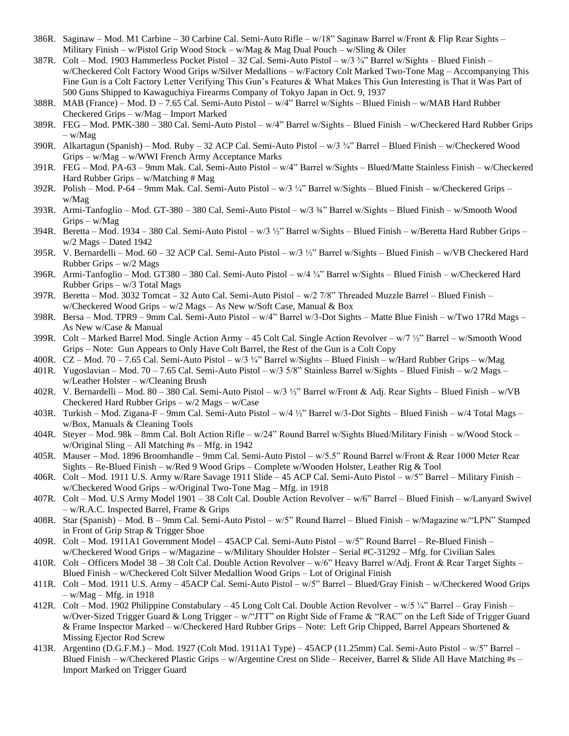386R. Saginaw – Mod. M1 Carbine – 30 Carbine Cal. Semi-Auto Rifle – w/18" Saginaw Barrel w/Front & Flip Rear Sights – Military Finish – w/Pistol Grip Wood Stock – w/Mag & Mag Dual Pouch – w/Sling & Oiler

387R. Colt – Mod. 1903 Hammerless Pocket Pistol – 32 Cal. Semi-Auto Pistol – w/3 ¾" Barrel w/Sights – Blued Finish – w/Checkered Colt Factory Wood Grips w/Silver Medallions – w/Factory Colt Marked Two-Tone Mag – Accompanying This Fine Gun is a Colt Factory Letter Verifying This Gun's Features & What Makes This Gun Interesting is That it Was Part of 500 Guns Shipped to Kawaguchiya Firearms Company of Tokyo Japan in Oct. 9, 1937

388R. MAB (France) – Mod. D – 7.65 Cal. Semi-Auto Pistol – w/4" Barrel w/Sights – Blued Finish – w/MAB Hard Rubber Checkered Grips – w/Mag – Import Marked

389R. FEG – Mod. PMK-380 – 380 Cal. Semi-Auto Pistol – w/4" Barrel w/Sights – Blued Finish – w/Checkered Hard Rubber Grips – w/Mag

390R. Alkartagun (Spanish) – Mod. Ruby – 32 ACP Cal. Semi-Auto Pistol – w/3 ¾" Barrel – Blued Finish – w/Checkered Wood Grips – w/Mag – w/WWI French Army Acceptance Marks

391R. FEG – Mod. PA-63 – 9mm Mak. Cal. Semi-Auto Pistol – w/4" Barrel w/Sights – Blued/Matte Stainless Finish – w/Checkered Hard Rubber Grips – w/Matching # Mag

392R. Polish – Mod. P-64 – 9mm Mak. Cal. Semi-Auto Pistol – w/3 ¼" Barrel w/Sights – Blued Finish – w/Checkered Grips – w/Mag

393R. Armi-Tanfoglio – Mod. GT-380 – 380 Cal. Semi-Auto Pistol – w/3 ¾" Barrel w/Sights – Blued Finish – w/Smooth Wood Grips – w/Mag

394R. Beretta – Mod. 1934 – 380 Cal. Semi-Auto Pistol – w/3 ½" Barrel w/Sights – Blued Finish – w/Beretta Hard Rubber Grips – w/2 Mags – Dated 1942

395R. V. Bernardelli – Mod. 60 – 32 ACP Cal. Semi-Auto Pistol – w/3 ½" Barrel w/Sights – Blued Finish – w/VB Checkered Hard Rubber Grips – w/2 Mags

396R. Armi-Tanfoglio – Mod. GT380 – 380 Cal. Semi-Auto Pistol – w/4 ¾" Barrel w/Sights – Blued Finish – w/Checkered Hard Rubber Grips – w/3 Total Mags

397R. Beretta – Mod. 3032 Tomcat – 32 Auto Cal. Semi-Auto Pistol – w/2 7/8" Threaded Muzzle Barrel – Blued Finish – w/Checkered Wood Grips – w/2 Mags – As New w/Soft Case, Manual & Box

398R. Bersa – Mod. TPR9 – 9mm Cal. Semi-Auto Pistol – w/4" Barrel w/3-Dot Sights – Matte Blue Finish – w/Two 17Rd Mags – As New w/Case & Manual

399R. Colt – Marked Barrel Mod. Single Action Army – 45 Colt Cal. Single Action Revolver – w/7 ½" Barrel – w/Smooth Wood Grips – Note: Gun Appears to Only Have Colt Barrel, the Rest of the Gun is a Colt Copy

400R. CZ – Mod. 70 – 7.65 Cal. Semi-Auto Pistol – w/3 ¾" Barrel w/Sights – Blued Finish – w/Hard Rubber Grips – w/Mag

401R. Yugoslavian – Mod. 70 – 7.65 Cal. Semi-Auto Pistol – w/3 5/8" Stainless Barrel w/Sights – Blued Finish – w/2 Mags – w/Leather Holster – w/Cleaning Brush

402R. V. Bernardelli – Mod. 80 – 380 Cal. Semi-Auto Pistol – w/3 ½" Barrel w/Front & Adj. Rear Sights – Blued Finish – w/VB Checkered Hard Rubber Grips – w/2 Mags – w/Case

403R. Turkish – Mod. Zigana-F – 9mm Cal. Semi-Auto Pistol – w/4 ½" Barrel w/3-Dot Sights – Blued Finish – w/4 Total Mags – w/Box, Manuals & Cleaning Tools

404R. Steyer – Mod. 98k – 8mm Cal. Bolt Action Rifle – w/24" Round Barrel w/Sights Blued/Military Finish – w/Wood Stock – w/Original Sling – All Matching #s – Mfg. in 1942

405R. Mauser – Mod. 1896 Broomhandle – 9mm Cal. Semi-Auto Pistol – w/5.5" Round Barrel w/Front & Rear 1000 Meter Rear Sights – Re-Blued Finish – w/Red 9 Wood Grips – Complete w/Wooden Holster, Leather Rig & Tool

406R. Colt – Mod. 1911 U.S. Army w/Rare Savage 1911 Slide – 45 ACP Cal. Semi-Auto Pistol – w/5" Barrel – Military Finish – w/Checkered Wood Grips – w/Original Two-Tone Mag – Mfg. in 1918

407R. Colt – Mod. U.S Army Model 1901 – 38 Colt Cal. Double Action Revolver – w/6" Barrel – Blued Finish – w/Lanyard Swivel – w/R.A.C. Inspected Barrel, Frame & Grips

408R. Star (Spanish) – Mod. B – 9mm Cal. Semi-Auto Pistol – w/5" Round Barrel – Blued Finish – w/Magazine w/"LPN" Stamped in Front of Grip Strap & Trigger Shoe

409R. Colt – Mod. 1911A1 Government Model – 45ACP Cal. Semi-Auto Pistol – w/5" Round Barrel – Re-Blued Finish – w/Checkered Wood Grips – w/Magazine – w/Military Shoulder Holster – Serial #C-31292 – Mfg. for Civilian Sales

410R. Colt – Officers Model 38 – 38 Colt Cal. Double Action Revolver – w/6" Heavy Barrel w/Adj. Front & Rear Target Sights – Blued Finish – w/Checkered Colt Silver Medallion Wood Grips – Lot of Original Finish

411R. Colt – Mod. 1911 U.S. Army – 45ACP Cal. Semi-Auto Pistol – w/5" Barrel – Blued/Gray Finish – w/Checkered Wood Grips – w/Mag – Mfg. in 1918

412R. Colt – Mod. 1902 Philippine Constabulary – 45 Long Colt Cal. Double Action Revolver – w/5 ¼" Barrel – Gray Finish – w/Over-Sized Trigger Guard & Long Trigger – w/"JTT" on Right Side of Frame & "RAC" on the Left Side of Trigger Guard & Frame Inspector Marked – w/Checkered Hard Rubber Grips – Note: Left Grip Chipped, Barrel Appears Shortened & Missing Ejector Rod Screw

413R. Argentino (D.G.F.M.) – Mod. 1927 (Colt Mod. 1911A1 Type) – 45ACP (11.25mm) Cal. Semi-Auto Pistol – w/5" Barrel – Blued Finish – w/Checkered Plastic Grips – w/Argentine Crest on Slide – Receiver, Barrel & Slide All Have Matching #s – Import Marked on Trigger Guard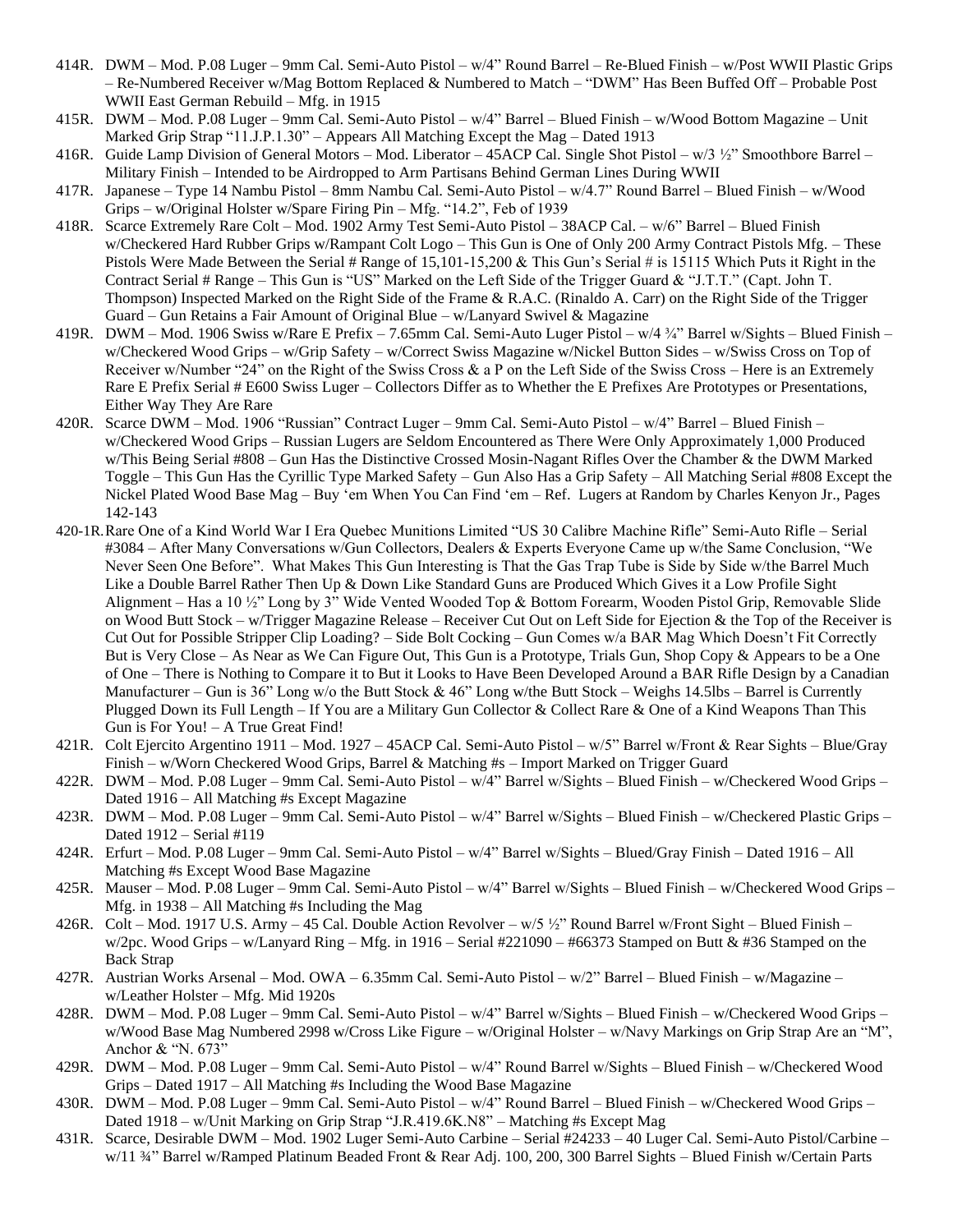414R. DWM – Mod. P.08 Luger – 9mm Cal. Semi-Auto Pistol – w/4" Round Barrel – Re-Blued Finish – w/Post WWII Plastic Grips – Re-Numbered Receiver w/Mag Bottom Replaced & Numbered to Match – "DWM" Has Been Buffed Off – Probable Post WWII East German Rebuild – Mfg. in 1915

415R. DWM – Mod. P.08 Luger – 9mm Cal. Semi-Auto Pistol – w/4" Barrel – Blued Finish – w/Wood Bottom Magazine – Unit Marked Grip Strap "11.J.P.1.30" – Appears All Matching Except the Mag – Dated 1913

416R. Guide Lamp Division of General Motors – Mod. Liberator – 45ACP Cal. Single Shot Pistol – w/3 ½" Smoothbore Barrel – Military Finish – Intended to be Airdropped to Arm Partisans Behind German Lines During WWII

417R. Japanese – Type 14 Nambu Pistol – 8mm Nambu Cal. Semi-Auto Pistol – w/4.7" Round Barrel – Blued Finish – w/Wood Grips – w/Original Holster w/Spare Firing Pin – Mfg. "14.2", Feb of 1939

418R. Scarce Extremely Rare Colt – Mod. 1902 Army Test Semi-Auto Pistol – 38ACP Cal. – w/6" Barrel – Blued Finish w/Checkered Hard Rubber Grips w/Rampant Colt Logo – This Gun is One of Only 200 Army Contract Pistols Mfg. – These Pistols Were Made Between the Serial # Range of 15,101-15,200 & This Gun's Serial # is 15115 Which Puts it Right in the Contract Serial # Range – This Gun is "US" Marked on the Left Side of the Trigger Guard & "J.T.T." (Capt. John T. Thompson) Inspected Marked on the Right Side of the Frame & R.A.C. (Rinaldo A. Carr) on the Right Side of the Trigger Guard – Gun Retains a Fair Amount of Original Blue – w/Lanyard Swivel & Magazine

419R. DWM – Mod. 1906 Swiss w/Rare E Prefix – 7.65mm Cal. Semi-Auto Luger Pistol – w/4 ¾" Barrel w/Sights – Blued Finish – w/Checkered Wood Grips – w/Grip Safety – w/Correct Swiss Magazine w/Nickel Button Sides – w/Swiss Cross on Top of Receiver w/Number "24" on the Right of the Swiss Cross & a P on the Left Side of the Swiss Cross – Here is an Extremely Rare E Prefix Serial # E600 Swiss Luger – Collectors Differ as to Whether the E Prefixes Are Prototypes or Presentations, Either Way They Are Rare

420R. Scarce DWM – Mod. 1906 "Russian" Contract Luger – 9mm Cal. Semi-Auto Pistol – w/4" Barrel – Blued Finish – w/Checkered Wood Grips – Russian Lugers are Seldom Encountered as There Were Only Approximately 1,000 Produced w/This Being Serial #808 – Gun Has the Distinctive Crossed Mosin-Nagant Rifles Over the Chamber & the DWM Marked Toggle – This Gun Has the Cyrillic Type Marked Safety – Gun Also Has a Grip Safety – All Matching Serial #808 Except the Nickel Plated Wood Base Mag – Buy 'em When You Can Find 'em – Ref. Lugers at Random by Charles Kenyon Jr., Pages 142-143

420-1R. Rare One of a Kind World War I Era Quebec Munitions Limited "US 30 Calibre Machine Rifle" Semi-Auto Rifle – Serial #3084 – After Many Conversations w/Gun Collectors, Dealers & Experts Everyone Came up w/the Same Conclusion, "We Never Seen One Before". What Makes This Gun Interesting is That the Gas Trap Tube is Side by Side w/the Barrel Much Like a Double Barrel Rather Then Up & Down Like Standard Guns are Produced Which Gives it a Low Profile Sight Alignment – Has a 10 ½" Long by 3" Wide Vented Wooded Top & Bottom Forearm, Wooden Pistol Grip, Removable Slide on Wood Butt Stock – w/Trigger Magazine Release – Receiver Cut Out on Left Side for Ejection & the Top of the Receiver is Cut Out for Possible Stripper Clip Loading? – Side Bolt Cocking – Gun Comes w/a BAR Mag Which Doesn't Fit Correctly But is Very Close – As Near as We Can Figure Out, This Gun is a Prototype, Trials Gun, Shop Copy & Appears to be a One of One – There is Nothing to Compare it to But it Looks to Have Been Developed Around a BAR Rifle Design by a Canadian Manufacturer – Gun is 36" Long w/o the Butt Stock & 46" Long w/the Butt Stock – Weighs 14.5lbs – Barrel is Currently Plugged Down its Full Length – If You are a Military Gun Collector & Collect Rare & One of a Kind Weapons Than This Gun is For You! – A True Great Find!

421R. Colt Ejercito Argentino 1911 – Mod. 1927 – 45ACP Cal. Semi-Auto Pistol – w/5" Barrel w/Front & Rear Sights – Blue/Gray Finish – w/Worn Checkered Wood Grips, Barrel & Matching #s – Import Marked on Trigger Guard

422R. DWM – Mod. P.08 Luger – 9mm Cal. Semi-Auto Pistol – w/4" Barrel w/Sights – Blued Finish – w/Checkered Wood Grips – Dated 1916 – All Matching #s Except Magazine

423R. DWM – Mod. P.08 Luger – 9mm Cal. Semi-Auto Pistol – w/4" Barrel w/Sights – Blued Finish – w/Checkered Plastic Grips – Dated 1912 – Serial #119

424R. Erfurt – Mod. P.08 Luger – 9mm Cal. Semi-Auto Pistol – w/4" Barrel w/Sights – Blued/Gray Finish – Dated 1916 – All Matching #s Except Wood Base Magazine

425R. Mauser – Mod. P.08 Luger – 9mm Cal. Semi-Auto Pistol – w/4" Barrel w/Sights – Blued Finish – w/Checkered Wood Grips – Mfg. in 1938 – All Matching #s Including the Mag

426R. Colt – Mod. 1917 U.S. Army – 45 Cal. Double Action Revolver – w/5 ½" Round Barrel w/Front Sight – Blued Finish – w/2pc. Wood Grips – w/Lanyard Ring – Mfg. in 1916 – Serial #221090 – #66373 Stamped on Butt & #36 Stamped on the Back Strap

427R. Austrian Works Arsenal – Mod. OWA – 6.35mm Cal. Semi-Auto Pistol – w/2" Barrel – Blued Finish – w/Magazine – w/Leather Holster – Mfg. Mid 1920s

428R. DWM – Mod. P.08 Luger – 9mm Cal. Semi-Auto Pistol – w/4" Barrel w/Sights – Blued Finish – w/Checkered Wood Grips – w/Wood Base Mag Numbered 2998 w/Cross Like Figure – w/Original Holster – w/Navy Markings on Grip Strap Are an "M", Anchor & "N. 673"

429R. DWM – Mod. P.08 Luger – 9mm Cal. Semi-Auto Pistol – w/4" Round Barrel w/Sights – Blued Finish – w/Checkered Wood Grips – Dated 1917 – All Matching #s Including the Wood Base Magazine

430R. DWM – Mod. P.08 Luger – 9mm Cal. Semi-Auto Pistol – w/4" Round Barrel – Blued Finish – w/Checkered Wood Grips – Dated 1918 – w/Unit Marking on Grip Strap "J.R.419.6K.N8" – Matching #s Except Mag

431R. Scarce, Desirable DWM – Mod. 1902 Luger Semi-Auto Carbine – Serial #24233 – 40 Luger Cal. Semi-Auto Pistol/Carbine – w/11 ¾" Barrel w/Ramped Platinum Beaded Front & Rear Adj. 100, 200, 300 Barrel Sights – Blued Finish w/Certain Parts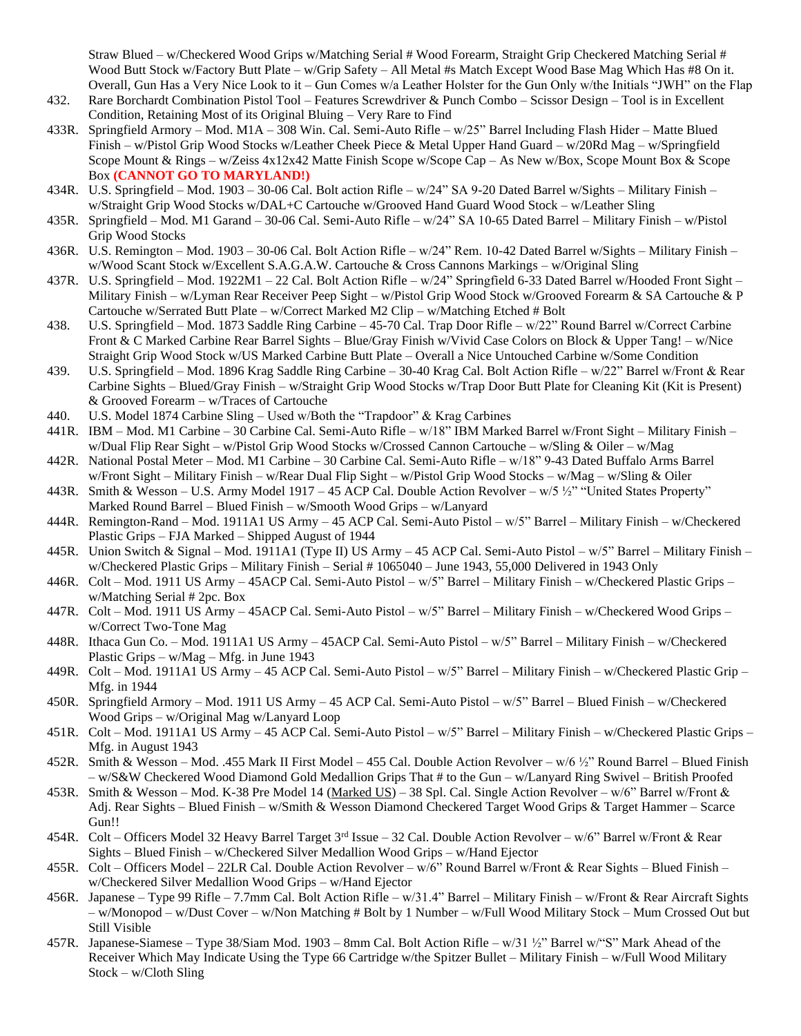Straw Blued – w/Checkered Wood Grips w/Matching Serial # Wood Forearm, Straight Grip Checkered Matching Serial # Wood Butt Stock w/Factory Butt Plate – w/Grip Safety – All Metal #s Match Except Wood Base Mag Which Has #8 On it. Overall, Gun Has a Very Nice Look to it – Gun Comes w/a Leather Holster for the Gun Only w/the Initials "JWH" on the Flap

432. Rare Borchardt Combination Pistol Tool – Features Screwdriver & Punch Combo – Scissor Design – Tool is in Excellent Condition, Retaining Most of its Original Bluing – Very Rare to Find

433R. Springfield Armory – Mod. M1A – 308 Win. Cal. Semi-Auto Rifle – w/25" Barrel Including Flash Hider – Matte Blued Finish – w/Pistol Grip Wood Stocks w/Leather Cheek Piece & Metal Upper Hand Guard – w/20Rd Mag – w/Springfield Scope Mount & Rings – w/Zeiss 4x12x42 Matte Finish Scope w/Scope Cap – As New w/Box, Scope Mount Box & Scope Box **(CANNOT GO TO MARYLAND!)**

434R. U.S. Springfield – Mod. 1903 – 30-06 Cal. Bolt action Rifle – w/24" SA 9-20 Dated Barrel w/Sights – Military Finish – w/Straight Grip Wood Stocks w/DAL+C Cartouche w/Grooved Hand Guard Wood Stock – w/Leather Sling

435R. Springfield – Mod. M1 Garand – 30-06 Cal. Semi-Auto Rifle – w/24" SA 10-65 Dated Barrel – Military Finish – w/Pistol Grip Wood Stocks

436R. U.S. Remington – Mod. 1903 – 30-06 Cal. Bolt Action Rifle – w/24" Rem. 10-42 Dated Barrel w/Sights – Military Finish – w/Wood Scant Stock w/Excellent S.A.G.A.W. Cartouche & Cross Cannons Markings – w/Original Sling

437R. U.S. Springfield – Mod. 1922M1 – 22 Cal. Bolt Action Rifle – w/24" Springfield 6-33 Dated Barrel w/Hooded Front Sight – Military Finish – w/Lyman Rear Receiver Peep Sight – w/Pistol Grip Wood Stock w/Grooved Forearm & SA Cartouche & P Cartouche w/Serrated Butt Plate – w/Correct Marked M2 Clip – w/Matching Etched # Bolt

438. U.S. Springfield – Mod. 1873 Saddle Ring Carbine – 45-70 Cal. Trap Door Rifle – w/22" Round Barrel w/Correct Carbine Front & C Marked Carbine Rear Barrel Sights – Blue/Gray Finish w/Vivid Case Colors on Block & Upper Tang! – w/Nice Straight Grip Wood Stock w/US Marked Carbine Butt Plate – Overall a Nice Untouched Carbine w/Some Condition

439. U.S. Springfield – Mod. 1896 Krag Saddle Ring Carbine – 30-40 Krag Cal. Bolt Action Rifle – w/22" Barrel w/Front & Rear Carbine Sights – Blued/Gray Finish – w/Straight Grip Wood Stocks w/Trap Door Butt Plate for Cleaning Kit (Kit is Present) & Grooved Forearm – w/Traces of Cartouche

440. U.S. Model 1874 Carbine Sling – Used w/Both the "Trapdoor" & Krag Carbines

441R. IBM – Mod. M1 Carbine – 30 Carbine Cal. Semi-Auto Rifle – w/18" IBM Marked Barrel w/Front Sight – Military Finish – w/Dual Flip Rear Sight – w/Pistol Grip Wood Stocks w/Crossed Cannon Cartouche – w/Sling & Oiler – w/Mag

442R. National Postal Meter – Mod. M1 Carbine – 30 Carbine Cal. Semi-Auto Rifle – w/18" 9-43 Dated Buffalo Arms Barrel w/Front Sight – Military Finish – w/Rear Dual Flip Sight – w/Pistol Grip Wood Stocks – w/Mag – w/Sling & Oiler

443R. Smith & Wesson – U.S. Army Model 1917 – 45 ACP Cal. Double Action Revolver – w/5 ½" "United States Property" Marked Round Barrel – Blued Finish – w/Smooth Wood Grips – w/Lanyard

444R. Remington-Rand – Mod. 1911A1 US Army – 45 ACP Cal. Semi-Auto Pistol – w/5" Barrel – Military Finish – w/Checkered Plastic Grips – FJA Marked – Shipped August of 1944

445R. Union Switch & Signal – Mod. 1911A1 (Type II) US Army – 45 ACP Cal. Semi-Auto Pistol – w/5" Barrel – Military Finish – w/Checkered Plastic Grips – Military Finish – Serial # 1065040 – June 1943, 55,000 Delivered in 1943 Only

446R. Colt – Mod. 1911 US Army – 45ACP Cal. Semi-Auto Pistol – w/5" Barrel – Military Finish – w/Checkered Plastic Grips – w/Matching Serial # 2pc. Box

447R. Colt – Mod. 1911 US Army – 45ACP Cal. Semi-Auto Pistol – w/5" Barrel – Military Finish – w/Checkered Wood Grips – w/Correct Two-Tone Mag

448R. Ithaca Gun Co. – Mod. 1911A1 US Army – 45ACP Cal. Semi-Auto Pistol – w/5" Barrel – Military Finish – w/Checkered Plastic Grips – w/Mag – Mfg. in June 1943

449R. Colt – Mod. 1911A1 US Army – 45 ACP Cal. Semi-Auto Pistol – w/5" Barrel – Military Finish – w/Checkered Plastic Grip – Mfg. in 1944

450R. Springfield Armory – Mod. 1911 US Army – 45 ACP Cal. Semi-Auto Pistol – w/5" Barrel – Blued Finish – w/Checkered Wood Grips – w/Original Mag w/Lanyard Loop

451R. Colt – Mod. 1911A1 US Army – 45 ACP Cal. Semi-Auto Pistol – w/5" Barrel – Military Finish – w/Checkered Plastic Grips – Mfg. in August 1943

452R. Smith & Wesson – Mod. .455 Mark II First Model – 455 Cal. Double Action Revolver – w/6 ½" Round Barrel – Blued Finish – w/S&W Checkered Wood Diamond Gold Medallion Grips That # to the Gun – w/Lanyard Ring Swivel – British Proofed

453R. Smith & Wesson – Mod. K-38 Pre Model 14 (<u>Marked US</u>) – 38 Spl. Cal. Single Action Revolver – w/6" Barrel w/Front & Adj. Rear Sights – Blued Finish – w/Smith & Wesson Diamond Checkered Target Wood Grips & Target Hammer – Scarce Gun!!

454R. Colt – Officers Model 32 Heavy Barrel Target 3rd Issue – 32 Cal. Double Action Revolver – w/6" Barrel w/Front & Rear Sights – Blued Finish – w/Checkered Silver Medallion Wood Grips – w/Hand Ejector

455R. Colt – Officers Model – 22LR Cal. Double Action Revolver – w/6" Round Barrel w/Front & Rear Sights – Blued Finish – w/Checkered Silver Medallion Wood Grips – w/Hand Ejector

456R. Japanese – Type 99 Rifle – 7.7mm Cal. Bolt Action Rifle – w/31.4" Barrel – Military Finish – w/Front & Rear Aircraft Sights – w/Monopod – w/Dust Cover – w/Non Matching # Bolt by 1 Number – w/Full Wood Military Stock – Mum Crossed Out but Still Visible

457R. Japanese-Siamese – Type 38/Siam Mod. 1903 – 8mm Cal. Bolt Action Rifle – w/31 ½" Barrel w/"S" Mark Ahead of the Receiver Which May Indicate Using the Type 66 Cartridge w/the Spitzer Bullet – Military Finish – w/Full Wood Military Stock – w/Cloth Sling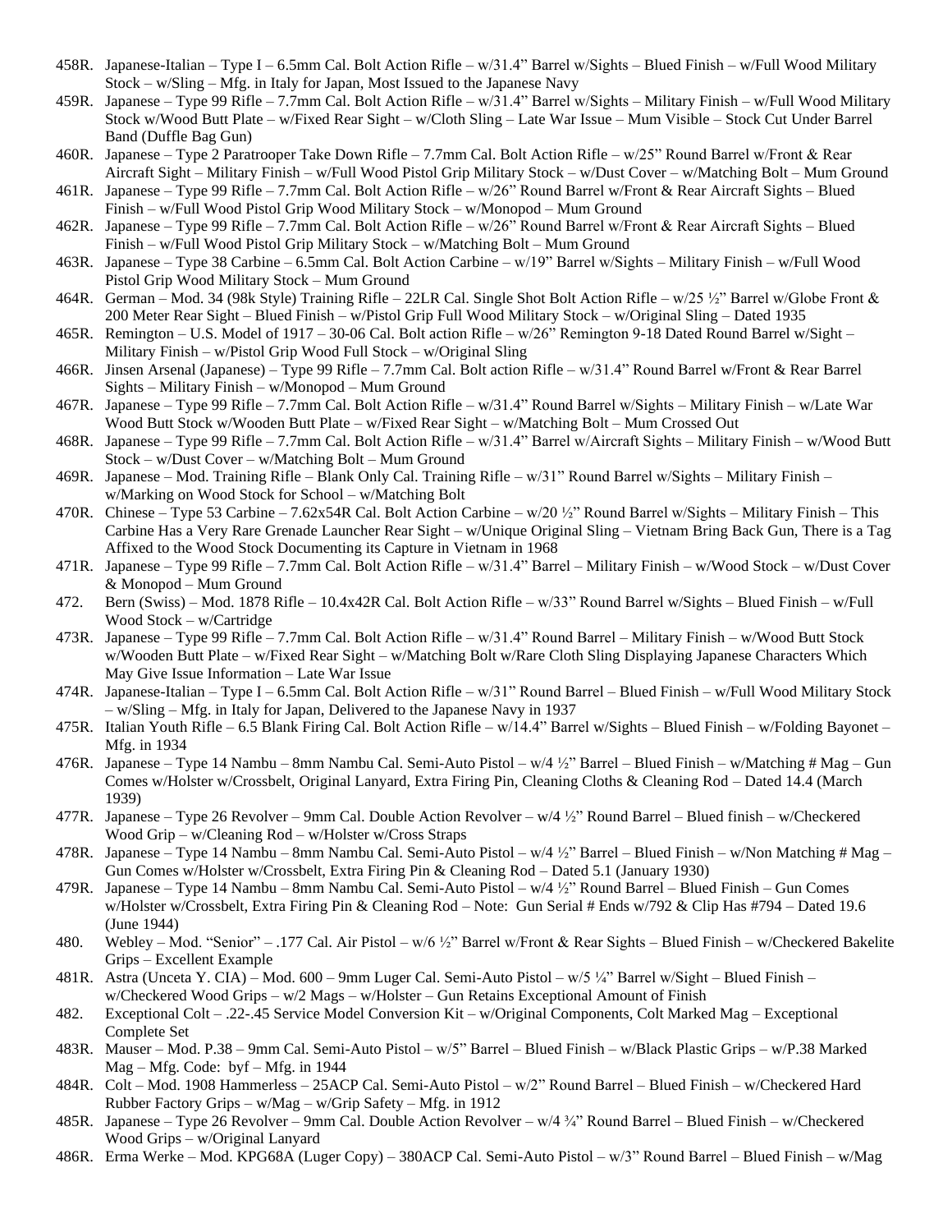458R. Japanese-Italian – Type I – 6.5mm Cal. Bolt Action Rifle – w/31.4" Barrel w/Sights – Blued Finish – w/Full Wood Military Stock – w/Sling – Mfg. in Italy for Japan, Most Issued to the Japanese Navy

459R. Japanese – Type 99 Rifle – 7.7mm Cal. Bolt Action Rifle – w/31.4" Barrel w/Sights – Military Finish – w/Full Wood Military Stock w/Wood Butt Plate – w/Fixed Rear Sight – w/Cloth Sling – Late War Issue – Mum Visible – Stock Cut Under Barrel Band (Duffle Bag Gun)

460R. Japanese – Type 2 Paratrooper Take Down Rifle – 7.7mm Cal. Bolt Action Rifle – w/25" Round Barrel w/Front & Rear Aircraft Sight – Military Finish – w/Full Wood Pistol Grip Military Stock – w/Dust Cover – w/Matching Bolt – Mum Ground

461R. Japanese – Type 99 Rifle – 7.7mm Cal. Bolt Action Rifle – w/26" Round Barrel w/Front & Rear Aircraft Sights – Blued Finish – w/Full Wood Pistol Grip Wood Military Stock – w/Monopod – Mum Ground

462R. Japanese – Type 99 Rifle – 7.7mm Cal. Bolt Action Rifle – w/26" Round Barrel w/Front & Rear Aircraft Sights – Blued Finish – w/Full Wood Pistol Grip Military Stock – w/Matching Bolt – Mum Ground

463R. Japanese – Type 38 Carbine – 6.5mm Cal. Bolt Action Carbine – w/19" Barrel w/Sights – Military Finish – w/Full Wood Pistol Grip Wood Military Stock – Mum Ground

464R. German – Mod. 34 (98k Style) Training Rifle – 22LR Cal. Single Shot Bolt Action Rifle – w/25 ½" Barrel w/Globe Front & 200 Meter Rear Sight – Blued Finish – w/Pistol Grip Full Wood Military Stock – w/Original Sling – Dated 1935

465R. Remington – U.S. Model of 1917 – 30-06 Cal. Bolt action Rifle – w/26" Remington 9-18 Dated Round Barrel w/Sight – Military Finish – w/Pistol Grip Wood Full Stock – w/Original Sling

466R. Jinsen Arsenal (Japanese) – Type 99 Rifle – 7.7mm Cal. Bolt action Rifle – w/31.4" Round Barrel w/Front & Rear Barrel Sights – Military Finish – w/Monopod – Mum Ground

467R. Japanese – Type 99 Rifle – 7.7mm Cal. Bolt Action Rifle – w/31.4" Round Barrel w/Sights – Military Finish – w/Late War Wood Butt Stock w/Wooden Butt Plate – w/Fixed Rear Sight – w/Matching Bolt – Mum Crossed Out

468R. Japanese – Type 99 Rifle – 7.7mm Cal. Bolt Action Rifle – w/31.4" Barrel w/Aircraft Sights – Military Finish – w/Wood Butt Stock – w/Dust Cover – w/Matching Bolt – Mum Ground

469R. Japanese – Mod. Training Rifle – Blank Only Cal. Training Rifle – w/31" Round Barrel w/Sights – Military Finish – w/Marking on Wood Stock for School – w/Matching Bolt

470R. Chinese – Type 53 Carbine – 7.62x54R Cal. Bolt Action Carbine – w/20 ½" Round Barrel w/Sights – Military Finish – This Carbine Has a Very Rare Grenade Launcher Rear Sight – w/Unique Original Sling – Vietnam Bring Back Gun, There is a Tag Affixed to the Wood Stock Documenting its Capture in Vietnam in 1968

471R. Japanese – Type 99 Rifle – 7.7mm Cal. Bolt Action Rifle – w/31.4" Barrel – Military Finish – w/Wood Stock – w/Dust Cover & Monopod – Mum Ground

472. Bern (Swiss) – Mod. 1878 Rifle – 10.4x42R Cal. Bolt Action Rifle – w/33" Round Barrel w/Sights – Blued Finish – w/Full Wood Stock – w/Cartridge

473R. Japanese – Type 99 Rifle – 7.7mm Cal. Bolt Action Rifle – w/31.4" Round Barrel – Military Finish – w/Wood Butt Stock w/Wooden Butt Plate – w/Fixed Rear Sight – w/Matching Bolt w/Rare Cloth Sling Displaying Japanese Characters Which May Give Issue Information – Late War Issue

474R. Japanese-Italian – Type I – 6.5mm Cal. Bolt Action Rifle – w/31" Round Barrel – Blued Finish – w/Full Wood Military Stock – w/Sling – Mfg. in Italy for Japan, Delivered to the Japanese Navy in 1937

475R. Italian Youth Rifle – 6.5 Blank Firing Cal. Bolt Action Rifle – w/14.4" Barrel w/Sights – Blued Finish – w/Folding Bayonet – Mfg. in 1934

476R. Japanese – Type 14 Nambu – 8mm Nambu Cal. Semi-Auto Pistol – w/4 ½" Barrel – Blued Finish – w/Matching # Mag – Gun Comes w/Holster w/Crossbelt, Original Lanyard, Extra Firing Pin, Cleaning Cloths & Cleaning Rod – Dated 14.4 (March 1939)

477R. Japanese – Type 26 Revolver – 9mm Cal. Double Action Revolver – w/4 ½" Round Barrel – Blued finish – w/Checkered Wood Grip – w/Cleaning Rod – w/Holster w/Cross Straps

478R. Japanese – Type 14 Nambu – 8mm Nambu Cal. Semi-Auto Pistol – w/4 ½" Barrel – Blued Finish – w/Non Matching # Mag – Gun Comes w/Holster w/Crossbelt, Extra Firing Pin & Cleaning Rod – Dated 5.1 (January 1930)

479R. Japanese – Type 14 Nambu – 8mm Nambu Cal. Semi-Auto Pistol – w/4 ½" Round Barrel – Blued Finish – Gun Comes w/Holster w/Crossbelt, Extra Firing Pin & Cleaning Rod – Note: Gun Serial # Ends w/792 & Clip Has #794 – Dated 19.6 (June 1944)

480. Webley – Mod. "Senior" – .177 Cal. Air Pistol – w/6 ½" Barrel w/Front & Rear Sights – Blued Finish – w/Checkered Bakelite Grips – Excellent Example

481R. Astra (Unceta Y. CIA) – Mod. 600 – 9mm Luger Cal. Semi-Auto Pistol – w/5 ¼" Barrel w/Sight – Blued Finish – w/Checkered Wood Grips – w/2 Mags – w/Holster – Gun Retains Exceptional Amount of Finish

482. Exceptional Colt – .22-.45 Service Model Conversion Kit – w/Original Components, Colt Marked Mag – Exceptional Complete Set

483R. Mauser – Mod. P.38 – 9mm Cal. Semi-Auto Pistol – w/5" Barrel – Blued Finish – w/Black Plastic Grips – w/P.38 Marked Mag – Mfg. Code: byf – Mfg. in 1944

484R. Colt – Mod. 1908 Hammerless – 25ACP Cal. Semi-Auto Pistol – w/2" Round Barrel – Blued Finish – w/Checkered Hard Rubber Factory Grips – w/Mag – w/Grip Safety – Mfg. in 1912

485R. Japanese – Type 26 Revolver – 9mm Cal. Double Action Revolver – w/4 ¾" Round Barrel – Blued Finish – w/Checkered Wood Grips – w/Original Lanyard

486R. Erma Werke – Mod. KPG68A (Luger Copy) – 380ACP Cal. Semi-Auto Pistol – w/3" Round Barrel – Blued Finish – w/Mag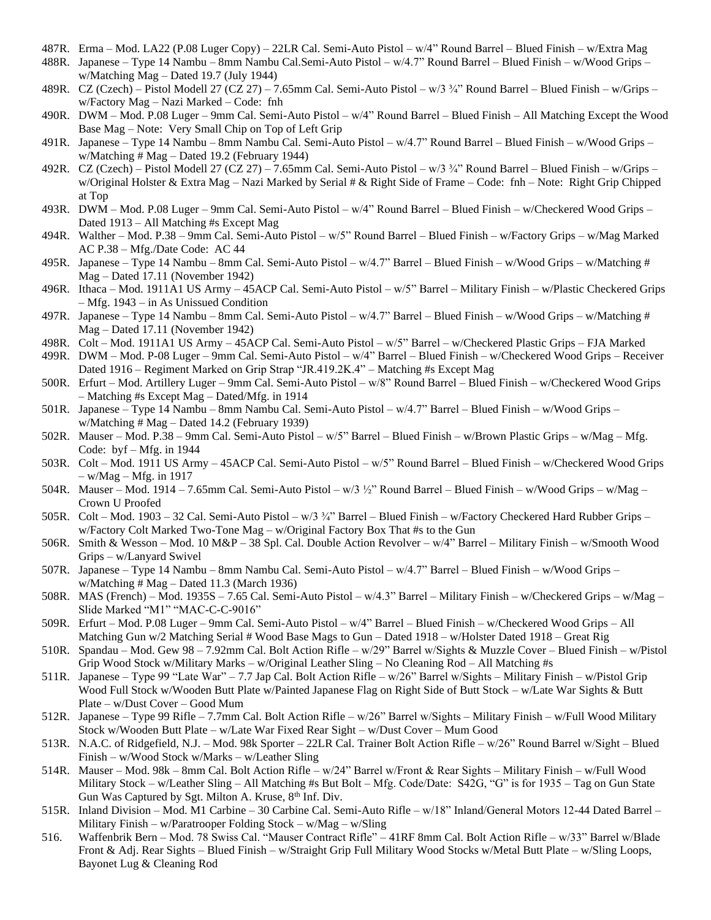487R. Erma – Mod. LA22 (P.08 Luger Copy) – 22LR Cal. Semi-Auto Pistol – w/4" Round Barrel – Blued Finish – w/Extra Mag

488R. Japanese – Type 14 Nambu – 8mm Nambu Cal.Semi-Auto Pistol – w/4.7" Round Barrel – Blued Finish – w/Wood Grips – w/Matching Mag – Dated 19.7 (July 1944)

489R. CZ (Czech) – Pistol Modell 27 (CZ 27) – 7.65mm Cal. Semi-Auto Pistol – w/3 ¾" Round Barrel – Blued Finish – w/Grips – w/Factory Mag – Nazi Marked – Code: fnh

490R. DWM – Mod. P.08 Luger – 9mm Cal. Semi-Auto Pistol – w/4" Round Barrel – Blued Finish – All Matching Except the Wood Base Mag – Note: Very Small Chip on Top of Left Grip

491R. Japanese – Type 14 Nambu – 8mm Nambu Cal. Semi-Auto Pistol – w/4.7" Round Barrel – Blued Finish – w/Wood Grips – w/Matching # Mag – Dated 19.2 (February 1944)

492R. CZ (Czech) – Pistol Modell 27 (CZ 27) – 7.65mm Cal. Semi-Auto Pistol – w/3 ¾" Round Barrel – Blued Finish – w/Grips – w/Original Holster & Extra Mag – Nazi Marked by Serial # & Right Side of Frame – Code: fnh – Note: Right Grip Chipped at Top

493R. DWM – Mod. P.08 Luger – 9mm Cal. Semi-Auto Pistol – w/4" Round Barrel – Blued Finish – w/Checkered Wood Grips – Dated 1913 – All Matching #s Except Mag

494R. Walther – Mod. P.38 – 9mm Cal. Semi-Auto Pistol – w/5" Round Barrel – Blued Finish – w/Factory Grips – w/Mag Marked AC P.38 – Mfg./Date Code: AC 44

495R. Japanese – Type 14 Nambu – 8mm Cal. Semi-Auto Pistol – w/4.7" Barrel – Blued Finish – w/Wood Grips – w/Matching # Mag – Dated 17.11 (November 1942)

496R. Ithaca – Mod. 1911A1 US Army – 45ACP Cal. Semi-Auto Pistol – w/5" Barrel – Military Finish – w/Plastic Checkered Grips – Mfg. 1943 – in As Unissued Condition

497R. Japanese – Type 14 Nambu – 8mm Cal. Semi-Auto Pistol – w/4.7" Barrel – Blued Finish – w/Wood Grips – w/Matching # Mag – Dated 17.11 (November 1942)

498R. Colt – Mod. 1911A1 US Army – 45ACP Cal. Semi-Auto Pistol – w/5" Barrel – w/Checkered Plastic Grips – FJA Marked

499R. DWM – Mod. P-08 Luger – 9mm Cal. Semi-Auto Pistol – w/4" Barrel – Blued Finish – w/Checkered Wood Grips – Receiver Dated 1916 – Regiment Marked on Grip Strap "JR.419.2K.4" – Matching #s Except Mag

500R. Erfurt – Mod. Artillery Luger – 9mm Cal. Semi-Auto Pistol – w/8" Round Barrel – Blued Finish – w/Checkered Wood Grips – Matching #s Except Mag – Dated/Mfg. in 1914

501R. Japanese – Type 14 Nambu – 8mm Nambu Cal. Semi-Auto Pistol – w/4.7" Barrel – Blued Finish – w/Wood Grips – w/Matching # Mag – Dated 14.2 (February 1939)

502R. Mauser – Mod. P.38 – 9mm Cal. Semi-Auto Pistol – w/5" Barrel – Blued Finish – w/Brown Plastic Grips – w/Mag – Mfg. Code: byf – Mfg. in 1944

503R. Colt – Mod. 1911 US Army – 45ACP Cal. Semi-Auto Pistol – w/5" Round Barrel – Blued Finish – w/Checkered Wood Grips – w/Mag – Mfg. in 1917

504R. Mauser – Mod. 1914 – 7.65mm Cal. Semi-Auto Pistol – w/3 ½" Round Barrel – Blued Finish – w/Wood Grips – w/Mag – Crown U Proofed

505R. Colt – Mod. 1903 – 32 Cal. Semi-Auto Pistol – w/3 ¾" Barrel – Blued Finish – w/Factory Checkered Hard Rubber Grips – w/Factory Colt Marked Two-Tone Mag – w/Original Factory Box That #s to the Gun

506R. Smith & Wesson – Mod. 10 M&P – 38 Spl. Cal. Double Action Revolver – w/4" Barrel – Military Finish – w/Smooth Wood Grips – w/Lanyard Swivel

507R. Japanese – Type 14 Nambu – 8mm Nambu Cal. Semi-Auto Pistol – w/4.7" Barrel – Blued Finish – w/Wood Grips – w/Matching # Mag – Dated 11.3 (March 1936)

508R. MAS (French) – Mod. 1935S – 7.65 Cal. Semi-Auto Pistol – w/4.3" Barrel – Military Finish – w/Checkered Grips – w/Mag – Slide Marked "M1" "MAC-C-C-9016"

509R. Erfurt – Mod. P.08 Luger – 9mm Cal. Semi-Auto Pistol – w/4" Barrel – Blued Finish – w/Checkered Wood Grips – All Matching Gun w/2 Matching Serial # Wood Base Mags to Gun – Dated 1918 – w/Holster Dated 1918 – Great Rig

510R. Spandau – Mod. Gew 98 – 7.92mm Cal. Bolt Action Rifle – w/29" Barrel w/Sights & Muzzle Cover – Blued Finish – w/Pistol Grip Wood Stock w/Military Marks – w/Original Leather Sling – No Cleaning Rod – All Matching #s

511R. Japanese – Type 99 "Late War" – 7.7 Jap Cal. Bolt Action Rifle – w/26" Barrel w/Sights – Military Finish – w/Pistol Grip Wood Full Stock w/Wooden Butt Plate w/Painted Japanese Flag on Right Side of Butt Stock – w/Late War Sights & Butt Plate – w/Dust Cover – Good Mum

512R. Japanese – Type 99 Rifle – 7.7mm Cal. Bolt Action Rifle – w/26" Barrel w/Sights – Military Finish – w/Full Wood Military Stock w/Wooden Butt Plate – w/Late War Fixed Rear Sight – w/Dust Cover – Mum Good

513R. N.A.C. of Ridgefield, N.J. – Mod. 98k Sporter – 22LR Cal. Trainer Bolt Action Rifle – w/26" Round Barrel w/Sight – Blued Finish – w/Wood Stock w/Marks – w/Leather Sling

514R. Mauser – Mod. 98k – 8mm Cal. Bolt Action Rifle – w/24" Barrel w/Front & Rear Sights – Military Finish – w/Full Wood Military Stock – w/Leather Sling – All Matching #s But Bolt – Mfg. Code/Date: S42G, "G" is for 1935 – Tag on Gun State Gun Was Captured by Sgt. Milton A. Kruse, 8th Inf. Div.

515R. Inland Division – Mod. M1 Carbine – 30 Carbine Cal. Semi-Auto Rifle – w/18" Inland/General Motors 12-44 Dated Barrel – Military Finish – w/Paratrooper Folding Stock – w/Mag – w/Sling

516. Waffenbrik Bern – Mod. 78 Swiss Cal. "Mauser Contract Rifle" – 41RF 8mm Cal. Bolt Action Rifle – w/33" Barrel w/Blade Front & Adj. Rear Sights – Blued Finish – w/Straight Grip Full Military Wood Stocks w/Metal Butt Plate – w/Sling Loops, Bayonet Lug & Cleaning Rod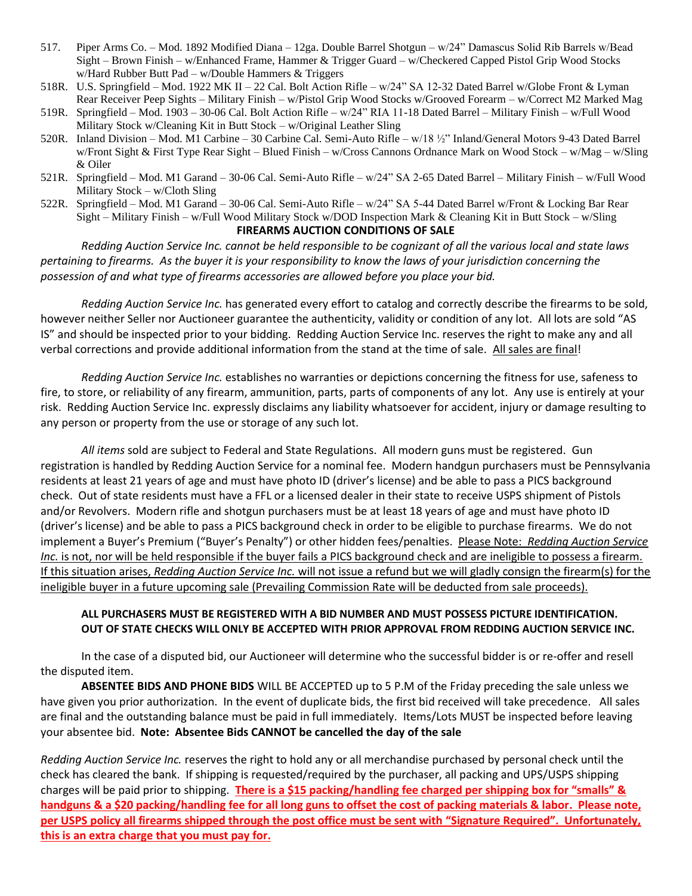517. Piper Arms Co. – Mod. 1892 Modified Diana – 12ga. Double Barrel Shotgun – w/24" Damascus Solid Rib Barrels w/Bead Sight – Brown Finish – w/Enhanced Frame, Hammer & Trigger Guard – w/Checkered Capped Pistol Grip Wood Stocks w/Hard Rubber Butt Pad – w/Double Hammers & Triggers

518R. U.S. Springfield – Mod. 1922 MK II – 22 Cal. Bolt Action Rifle – w/24" SA 12-32 Dated Barrel w/Globe Front & Lyman Rear Receiver Peep Sights – Military Finish – w/Pistol Grip Wood Stocks w/Grooved Forearm – w/Correct M2 Marked Mag

519R. Springfield – Mod. 1903 – 30-06 Cal. Bolt Action Rifle – w/24" RIA 11-18 Dated Barrel – Military Finish – w/Full Wood Military Stock w/Cleaning Kit in Butt Stock – w/Original Leather Sling

520R. Inland Division – Mod. M1 Carbine – 30 Carbine Cal. Semi-Auto Rifle – w/18 ½" Inland/General Motors 9-43 Dated Barrel w/Front Sight & First Type Rear Sight – Blued Finish – w/Cross Cannons Ordnance Mark on Wood Stock – w/Mag – w/Sling & Oiler

521R. Springfield – Mod. M1 Garand – 30-06 Cal. Semi-Auto Rifle – w/24" SA 2-65 Dated Barrel – Military Finish – w/Full Wood Military Stock – w/Cloth Sling

522R. Springfield – Mod. M1 Garand – 30-06 Cal. Semi-Auto Rifle – w/24" SA 5-44 Dated Barrel w/Front & Locking Bar Rear Sight – Military Finish – w/Full Wood Military Stock w/DOD Inspection Mark & Cleaning Kit in Butt Stock – w/Sling

**FIREARMS AUCTION CONDITIONS OF SALE**

*Redding Auction Service Inc. cannot be held responsible to be cognizant of all the various local and state laws pertaining to firearms. As the buyer it is your responsibility to know the laws of your jurisdiction concerning the possession of and what type of firearms accessories are allowed before you place your bid.*

*Redding Auction Service Inc.* has generated every effort to catalog and correctly describe the firearms to be sold, however neither Seller nor Auctioneer guarantee the authenticity, validity or condition of any lot. All lots are sold "AS IS" and should be inspected prior to your bidding. Redding Auction Service Inc. reserves the right to make any and all verbal corrections and provide additional information from the stand at the time of sale. <u>All sales are final</u>!

*Redding Auction Service Inc.* establishes no warranties or depictions concerning the fitness for use, safeness to fire, to store, or reliability of any firearm, ammunition, parts, parts of components of any lot. Any use is entirely at your risk. Redding Auction Service Inc. expressly disclaims any liability whatsoever for accident, injury or damage resulting to any person or property from the use or storage of any such lot.

*All items* sold are subject to Federal and State Regulations. All modern guns must be registered. Gun registration is handled by Redding Auction Service for a nominal fee. Modern handgun purchasers must be Pennsylvania residents at least 21 years of age and must have photo ID (driver's license) and be able to pass a PICS background check. Out of state residents must have a FFL or a licensed dealer in their state to receive USPS shipment of Pistols and/or Revolvers. Modern rifle and shotgun purchasers must be at least 18 years of age and must have photo ID (driver's license) and be able to pass a PICS background check in order to be eligible to purchase firearms. We do not implement a Buyer's Premium ("Buyer's Penalty") or other hidden fees/penalties. <u>Please Note: *Redding Auction Service Inc.* is not, nor will be held responsible if the buyer fails a PICS background check and are ineligible to possess a firearm. If this situation arises, *Redding Auction Service Inc.* will not issue a refund but we will gladly consign the firearm(s) for the ineligible buyer in a future upcoming sale (Prevailing Commission Rate will be deducted from sale proceeds).</u>

**ALL PURCHASERS MUST BE REGISTERED WITH A BID NUMBER AND MUST POSSESS PICTURE IDENTIFICATION. OUT OF STATE CHECKS WILL ONLY BE ACCEPTED WITH PRIOR APPROVAL FROM REDDING AUCTION SERVICE INC.**

In the case of a disputed bid, our Auctioneer will determine who the successful bidder is or re-offer and resell the disputed item.

**ABSENTEE BIDS AND PHONE BIDS** WILL BE ACCEPTED up to 5 P.M of the Friday preceding the sale unless we have given you prior authorization. In the event of duplicate bids, the first bid received will take precedence. All sales are final and the outstanding balance must be paid in full immediately. Items/Lots MUST be inspected before leaving your absentee bid. **Note: Absentee Bids CANNOT be cancelled the day of the sale**

*Redding Auction Service Inc.* reserves the right to hold any or all merchandise purchased by personal check until the check has cleared the bank. If shipping is requested/required by the purchaser, all packing and UPS/USPS shipping charges will be paid prior to shipping. **<u>There is a $15 packing/handling fee charged per shipping box for "smalls" & handguns & a $20 packing/handling fee for all long guns to offset the cost of packing materials & labor. Please note, per USPS policy all firearms shipped through the post office must be sent with "Signature Required". Unfortunately, this is an extra charge that you must pay for.</u>**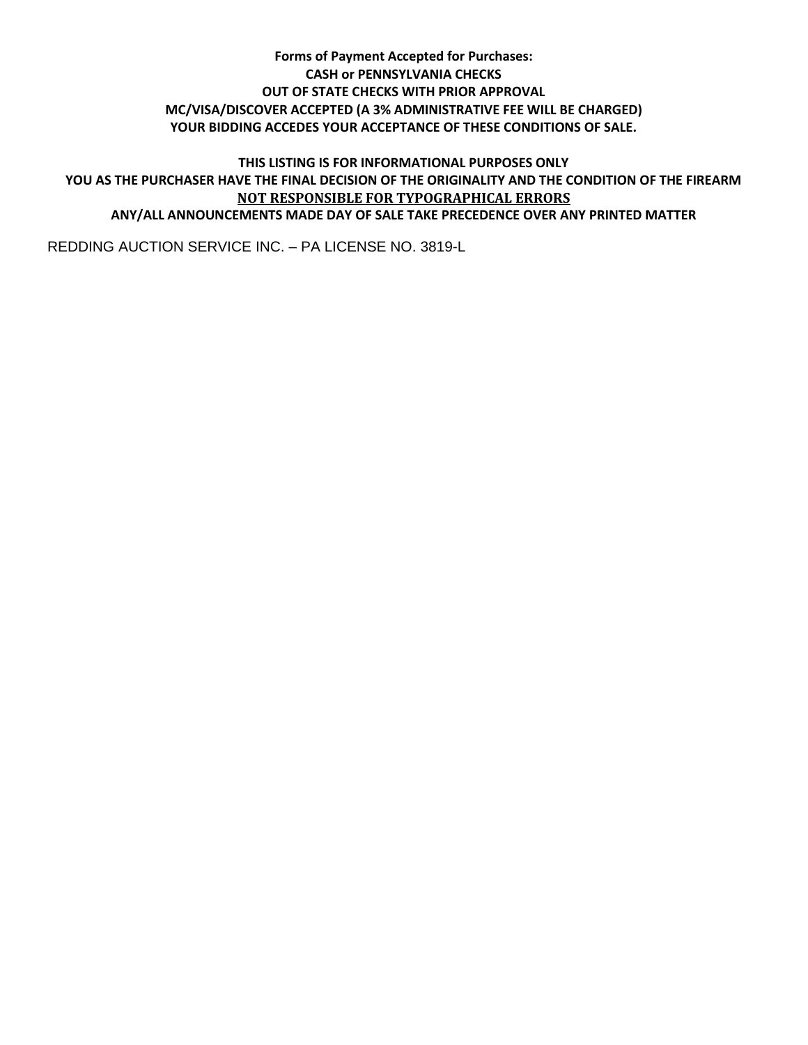**Forms of Payment Accepted for Purchases:**
**CASH or PENNSYLVANIA CHECKS**
**OUT OF STATE CHECKS WITH PRIOR APPROVAL**
**MC/VISA/DISCOVER ACCEPTED (A 3% ADMINISTRATIVE FEE WILL BE CHARGED)**
**YOUR BIDDING ACCEDES YOUR ACCEPTANCE OF THESE CONDITIONS OF SALE.**

**THIS LISTING IS FOR INFORMATIONAL PURPOSES ONLY**
**YOU AS THE PURCHASER HAVE THE FINAL DECISION OF THE ORIGINALITY AND THE CONDITION OF THE FIREARM**
**NOT RESPONSIBLE FOR TYPOGRAPHICAL ERRORS**
**ANY/ALL ANNOUNCEMENTS MADE DAY OF SALE TAKE PRECEDENCE OVER ANY PRINTED MATTER**

REDDING AUCTION SERVICE INC. – PA LICENSE NO. 3819-L